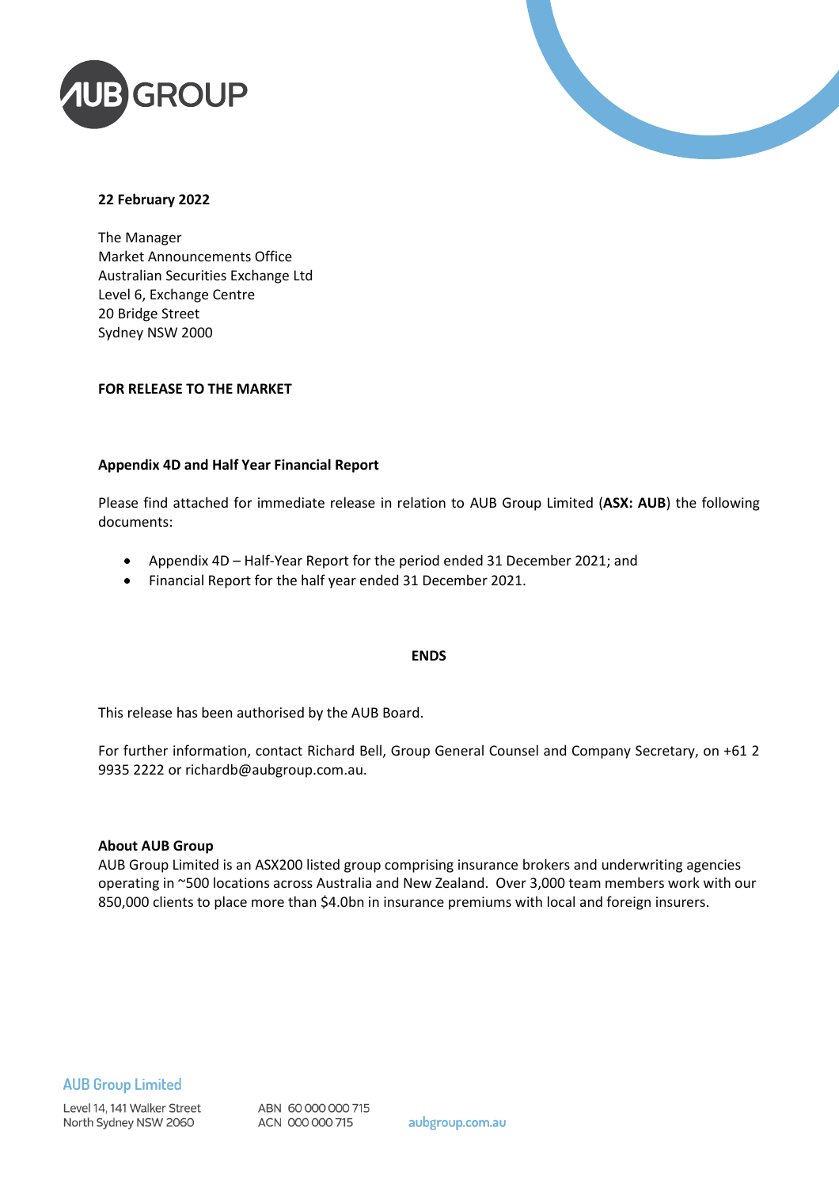**22 February 2022**

The Manager
Market Announcements Office
Australian Securities Exchange Ltd
Level 6, Exchange Centre
20 Bridge Street
Sydney NSW 2000

**FOR RELEASE TO THE MARKET**

**Appendix 4D and Half Year Financial Report**

Please find attached for immediate release in relation to AUB Group Limited (**ASX: AUB**) the following documents:

- Appendix 4D – Half-Year Report for the period ended 31 December 2021; and
- Financial Report for the half year ended 31 December 2021.

**ENDS**

This release has been authorised by the AUB Board.

For further information, contact Richard Bell, Group General Counsel and Company Secretary, on +61 2 9935 2222 or richardb@aubgroup.com.au.

**About AUB Group**
AUB Group Limited is an ASX200 listed group comprising insurance brokers and underwriting agencies operating in ~500 locations across Australia and New Zealand. Over 3,000 team members work with our 850,000 clients to place more than $4.0bn in insurance premiums with local and foreign insurers.

AUB Group Limited
Level 14, 141 Walker Street
North Sydney NSW 2060

ABN 60 000 000 715
ACN 000 000 715

aubgroup.com.au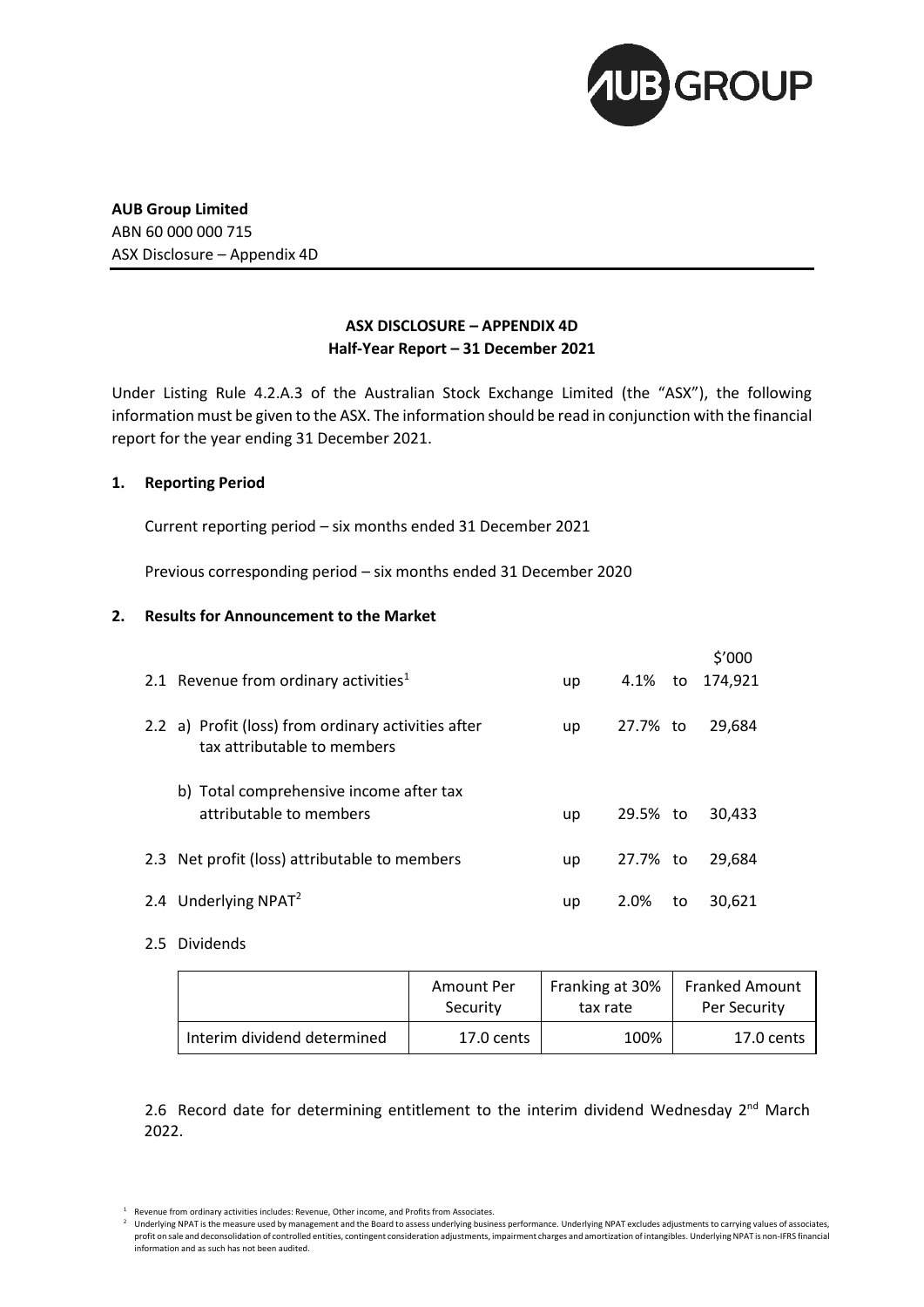**AUB Group Limited**
ABN 60 000 000 715
ASX Disclosure – Appendix 4D

**ASX DISCLOSURE – APPENDIX 4D**
**Half-Year Report – 31 December 2021**

Under Listing Rule 4.2.A.3 of the Australian Stock Exchange Limited (the "ASX"), the following information must be given to the ASX. The information should be read in conjunction with the financial report for the year ending 31 December 2021.

## 1. Reporting Period

Current reporting period – six months ended 31 December 2021

Previous corresponding period – six months ended 31 December 2020

## 2. Results for Announcement to the Market

| | | | | | $'000 |
|---|---|---|---|---|---|
| 2.1 | Revenue from ordinary activities[1] | up | 4.1% | to | 174,921 |
| 2.2 | a) Profit (loss) from ordinary activities after tax attributable to members | up | 27.7% | to | 29,684 |
| | b) Total comprehensive income after tax attributable to members | up | 29.5% | to | 30,433 |
| 2.3 | Net profit (loss) attributable to members | up | 27.7% | to | 29,684 |
| 2.4 | Underlying NPAT[2] | up | 2.0% | to | 30,621 |

2.5 Dividends

| | Amount Per Security | Franking at 30% tax rate | Franked Amount Per Security |
|---|---|---|---|
| Interim dividend determined | 17.0 cents | 100% | 17.0 cents |

2.6 Record date for determining entitlement to the interim dividend Wednesday 2nd March 2022.

[1] Revenue from ordinary activities includes: Revenue, Other income, and Profits from Associates.

[2] Underlying NPAT is the measure used by management and the Board to assess underlying business performance. Underlying NPAT excludes adjustments to carrying values of associates, profit on sale and deconsolidation of controlled entities, contingent consideration adjustments, impairment charges and amortization of intangibles. Underlying NPAT is non-IFRS financial information and as such has not been audited.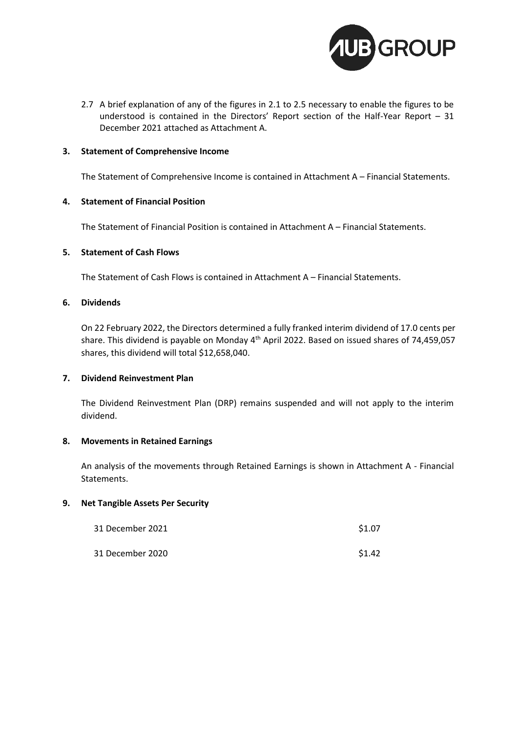2.7 A brief explanation of any of the figures in 2.1 to 2.5 necessary to enable the figures to be understood is contained in the Directors' Report section of the Half-Year Report – 31 December 2021 attached as Attachment A.

## 3. Statement of Comprehensive Income

The Statement of Comprehensive Income is contained in Attachment A – Financial Statements.

## 4. Statement of Financial Position

The Statement of Financial Position is contained in Attachment A – Financial Statements.

## 5. Statement of Cash Flows

The Statement of Cash Flows is contained in Attachment A – Financial Statements.

## 6. Dividends

On 22 February 2022, the Directors determined a fully franked interim dividend of 17.0 cents per share. This dividend is payable on Monday 4th April 2022. Based on issued shares of 74,459,057 shares, this dividend will total $12,658,040.

## 7. Dividend Reinvestment Plan

The Dividend Reinvestment Plan (DRP) remains suspended and will not apply to the interim dividend.

## 8. Movements in Retained Earnings

An analysis of the movements through Retained Earnings is shown in Attachment A - Financial Statements.

## 9. Net Tangible Assets Per Security

| | |
|---|---|
| 31 December 2021 | $1.07 |
| 31 December 2020 | $1.42 |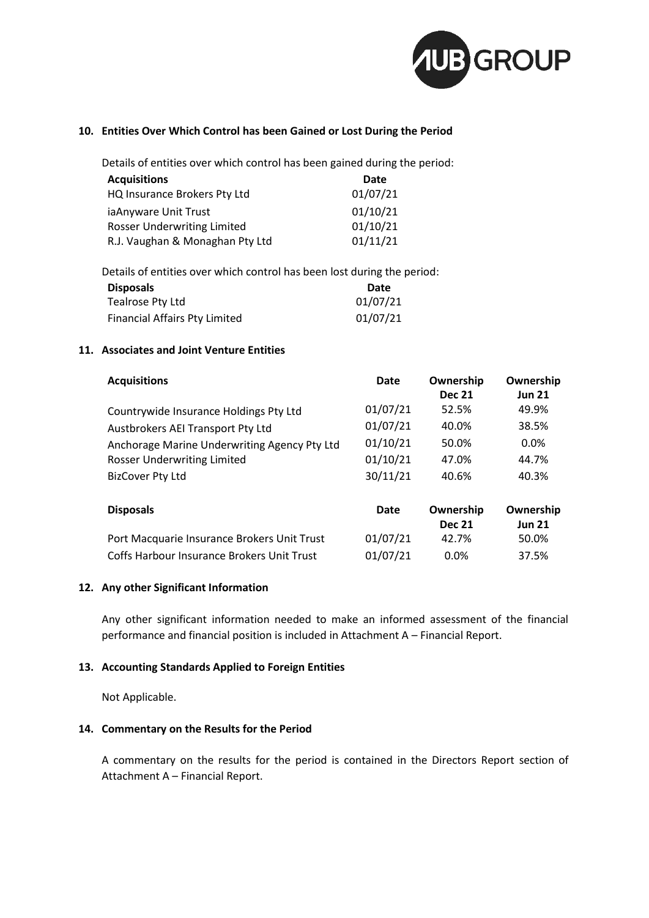## 10. Entities Over Which Control has been Gained or Lost During the Period

Details of entities over which control has been gained during the period:

| Acquisitions | Date |
|---|---|
| HQ Insurance Brokers Pty Ltd | 01/07/21 |
| iaAnyware Unit Trust | 01/10/21 |
| Rosser Underwriting Limited | 01/10/21 |
| R.J. Vaughan & Monaghan Pty Ltd | 01/11/21 |

Details of entities over which control has been lost during the period:

| Disposals | Date |
|---|---|
| Tealrose Pty Ltd | 01/07/21 |
| Financial Affairs Pty Limited | 01/07/21 |

## 11. Associates and Joint Venture Entities

| Acquisitions | Date | Ownership Dec 21 | Ownership Jun 21 |
|---|---|---|---|
| Countrywide Insurance Holdings Pty Ltd | 01/07/21 | 52.5% | 49.9% |
| Austbrokers AEI Transport Pty Ltd | 01/07/21 | 40.0% | 38.5% |
| Anchorage Marine Underwriting Agency Pty Ltd | 01/10/21 | 50.0% | 0.0% |
| Rosser Underwriting Limited | 01/10/21 | 47.0% | 44.7% |
| BizCover Pty Ltd | 30/11/21 | 40.6% | 40.3% |

| Disposals | Date | Ownership Dec 21 | Ownership Jun 21 |
|---|---|---|---|
| Port Macquarie Insurance Brokers Unit Trust | 01/07/21 | 42.7% | 50.0% |
| Coffs Harbour Insurance Brokers Unit Trust | 01/07/21 | 0.0% | 37.5% |

## 12. Any other Significant Information

Any other significant information needed to make an informed assessment of the financial performance and financial position is included in Attachment A – Financial Report.

## 13. Accounting Standards Applied to Foreign Entities

Not Applicable.

## 14. Commentary on the Results for the Period

A commentary on the results for the period is contained in the Directors Report section of Attachment A – Financial Report.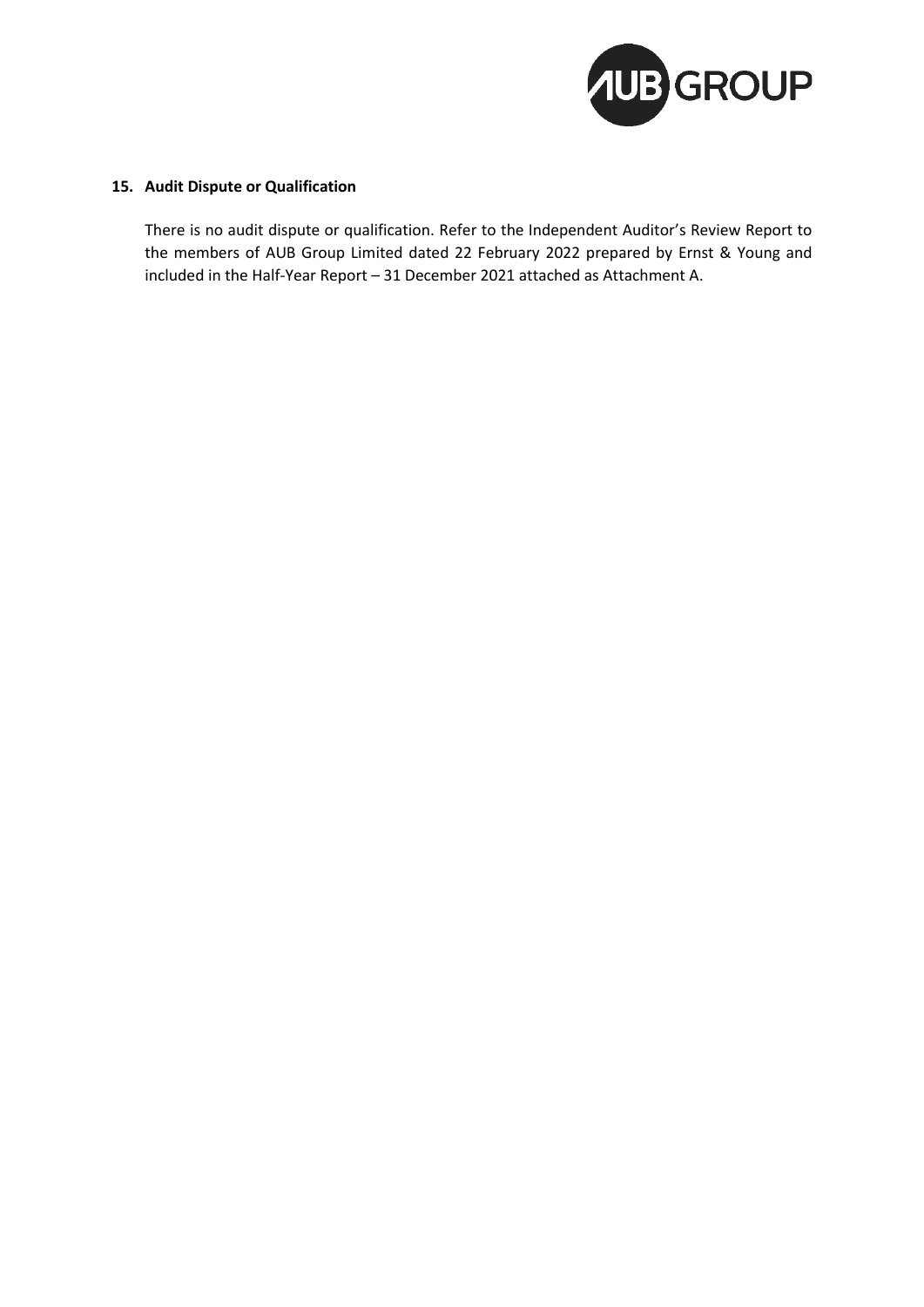## 15. Audit Dispute or Qualification

There is no audit dispute or qualification. Refer to the Independent Auditor's Review Report to the members of AUB Group Limited dated 22 February 2022 prepared by Ernst & Young and included in the Half-Year Report – 31 December 2021 attached as Attachment A.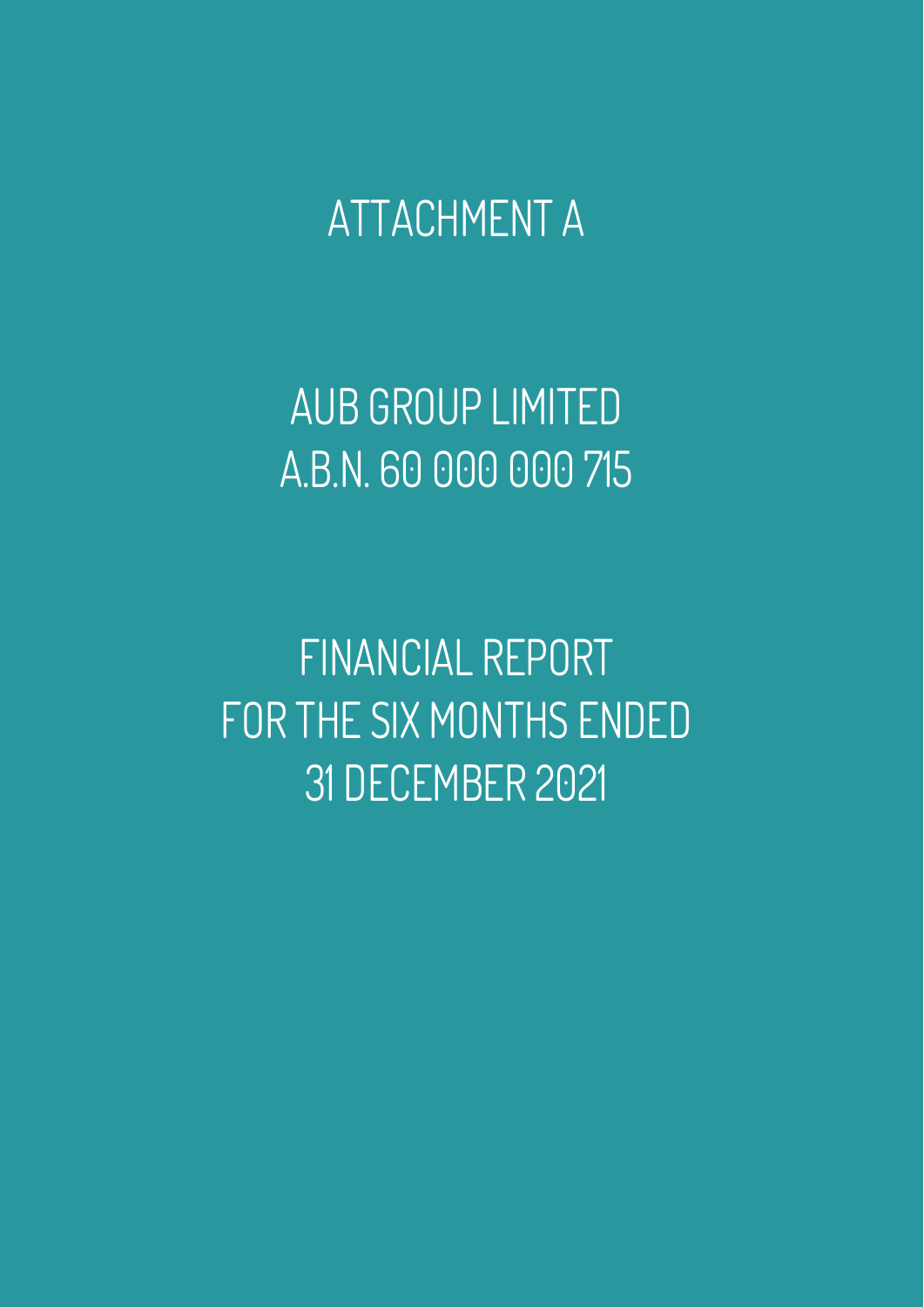# ATTACHMENT A

# AUB GROUP LIMITED
# A.B.N. 60 000 000 715

# FINANCIAL REPORT
# FOR THE SIX MONTHS ENDED
# 31 DECEMBER 2021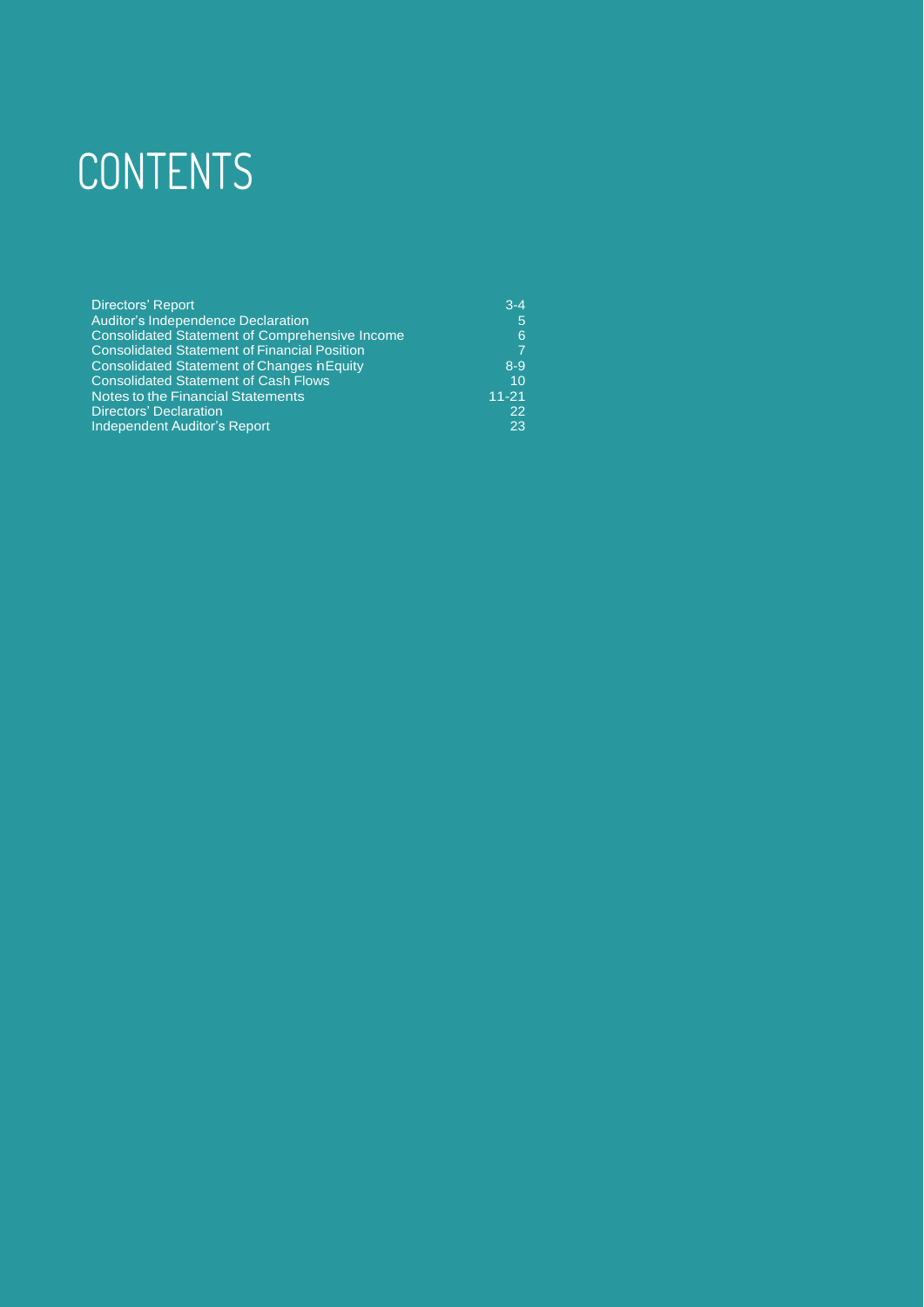# CONTENTS

| | |
|---|---|
| Directors' Report | 3-4 |
| Auditor's Independence Declaration | 5 |
| Consolidated Statement of Comprehensive Income | 6 |
| Consolidated Statement of Financial Position | 7 |
| Consolidated Statement of Changes in Equity | 8-9 |
| Consolidated Statement of Cash Flows | 10 |
| Notes to the Financial Statements | 11-21 |
| Directors' Declaration | 22 |
| Independent Auditor's Report | 23 |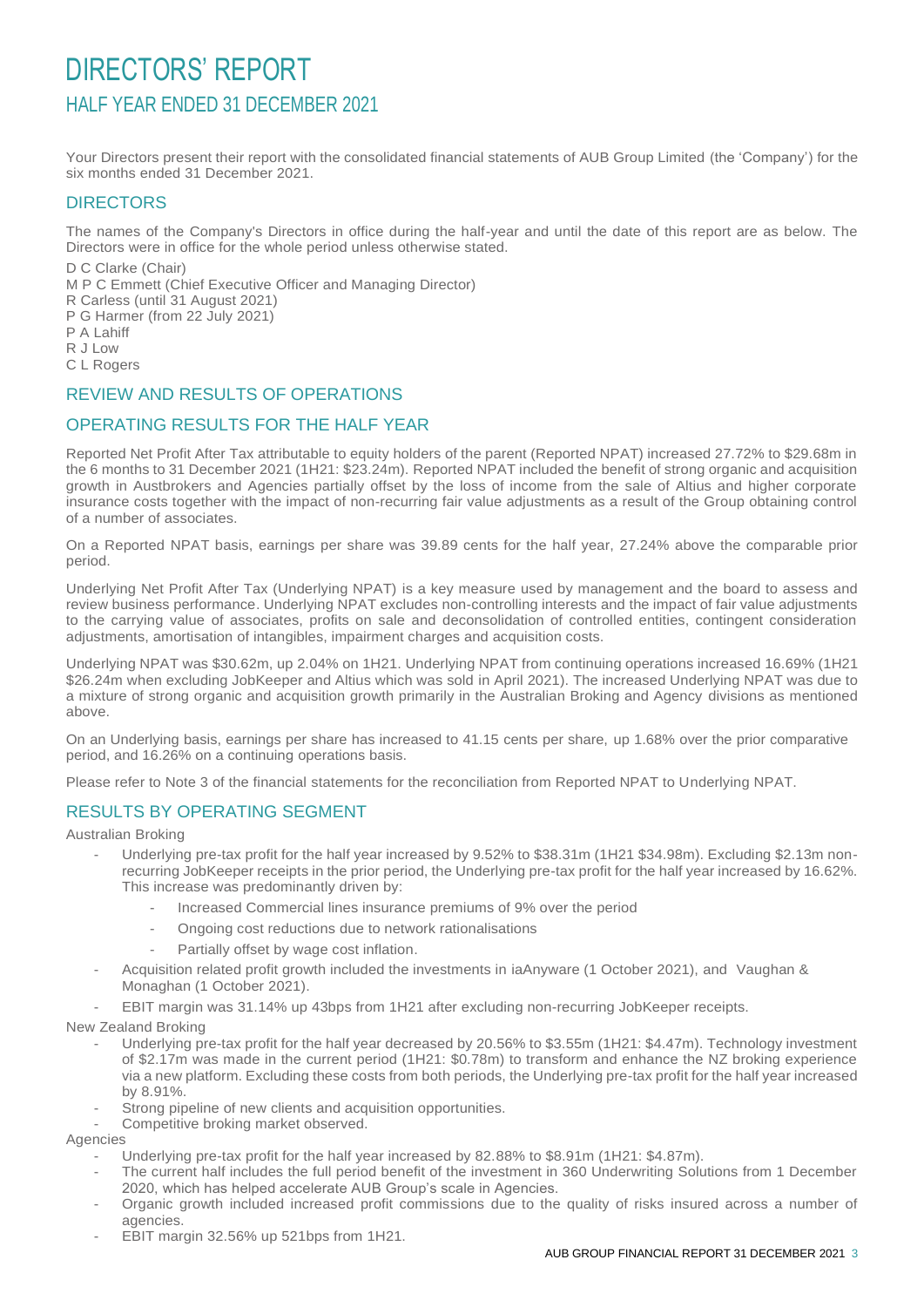# DIRECTORS' REPORT

## HALF YEAR ENDED 31 DECEMBER 2021

Your Directors present their report with the consolidated financial statements of AUB Group Limited (the 'Company') for the six months ended 31 December 2021.

## DIRECTORS

The names of the Company's Directors in office during the half-year and until the date of this report are as below. The Directors were in office for the whole period unless otherwise stated.

D C Clarke (Chair)
M P C Emmett (Chief Executive Officer and Managing Director)
R Carless (until 31 August 2021)
P G Harmer (from 22 July 2021)
P A Lahiff
R J Low
C L Rogers

## REVIEW AND RESULTS OF OPERATIONS

## OPERATING RESULTS FOR THE HALF YEAR

Reported Net Profit After Tax attributable to equity holders of the parent (Reported NPAT) increased 27.72% to $29.68m in the 6 months to 31 December 2021 (1H21: $23.24m). Reported NPAT included the benefit of strong organic and acquisition growth in Austbrokers and Agencies partially offset by the loss of income from the sale of Altius and higher corporate insurance costs together with the impact of non-recurring fair value adjustments as a result of the Group obtaining control of a number of associates.

On a Reported NPAT basis, earnings per share was 39.89 cents for the half year, 27.24% above the comparable prior period.

Underlying Net Profit After Tax (Underlying NPAT) is a key measure used by management and the board to assess and review business performance. Underlying NPAT excludes non-controlling interests and the impact of fair value adjustments to the carrying value of associates, profits on sale and deconsolidation of controlled entities, contingent consideration adjustments, amortisation of intangibles, impairment charges and acquisition costs.

Underlying NPAT was $30.62m, up 2.04% on 1H21. Underlying NPAT from continuing operations increased 16.69% (1H21 $26.24m when excluding JobKeeper and Altius which was sold in April 2021). The increased Underlying NPAT was due to a mixture of strong organic and acquisition growth primarily in the Australian Broking and Agency divisions as mentioned above.

On an Underlying basis, earnings per share has increased to 41.15 cents per share, up 1.68% over the prior comparative period, and 16.26% on a continuing operations basis.

Please refer to Note 3 of the financial statements for the reconciliation from Reported NPAT to Underlying NPAT.

## RESULTS BY OPERATING SEGMENT

Australian Broking

- Underlying pre-tax profit for the half year increased by 9.52% to $38.31m (1H21 $34.98m). Excluding $2.13m non-recurring JobKeeper receipts in the prior period, the Underlying pre-tax profit for the half year increased by 16.62%. This increase was predominantly driven by:
  - Increased Commercial lines insurance premiums of 9% over the period
  - Ongoing cost reductions due to network rationalisations
  - Partially offset by wage cost inflation.
- Acquisition related profit growth included the investments in iaAnyware (1 October 2021), and Vaughan & Monaghan (1 October 2021).
- EBIT margin was 31.14% up 43bps from 1H21 after excluding non-recurring JobKeeper receipts.

New Zealand Broking

- Underlying pre-tax profit for the half year decreased by 20.56% to $3.55m (1H21: $4.47m). Technology investment of $2.17m was made in the current period (1H21: $0.78m) to transform and enhance the NZ broking experience via a new platform. Excluding these costs from both periods, the Underlying pre-tax profit for the half year increased by 8.91%.
- Strong pipeline of new clients and acquisition opportunities.
- Competitive broking market observed.

Agencies

- Underlying pre-tax profit for the half year increased by 82.88% to $8.91m (1H21: $4.87m).
- The current half includes the full period benefit of the investment in 360 Underwriting Solutions from 1 December 2020, which has helped accelerate AUB Group's scale in Agencies.
- Organic growth included increased profit commissions due to the quality of risks insured across a number of agencies.
- EBIT margin 32.56% up 521bps from 1H21.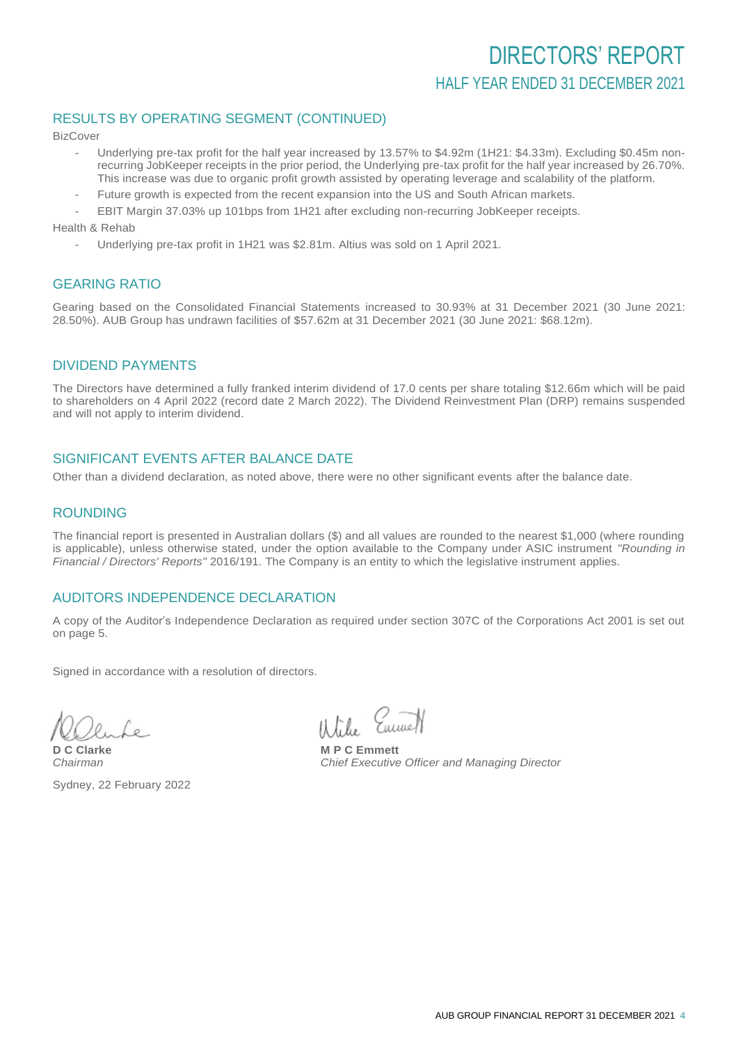# DIRECTORS' REPORT

## HALF YEAR ENDED 31 DECEMBER 2021

## RESULTS BY OPERATING SEGMENT (CONTINUED)

BizCover

- Underlying pre-tax profit for the half year increased by 13.57% to $4.92m (1H21: $4.33m). Excluding $0.45m non-recurring JobKeeper receipts in the prior period, the Underlying pre-tax profit for the half year increased by 26.70%. This increase was due to organic profit growth assisted by operating leverage and scalability of the platform.
- Future growth is expected from the recent expansion into the US and South African markets.
- EBIT Margin 37.03% up 101bps from 1H21 after excluding non-recurring JobKeeper receipts.

Health & Rehab

- Underlying pre-tax profit in 1H21 was $2.81m. Altius was sold on 1 April 2021.

## GEARING RATIO

Gearing based on the Consolidated Financial Statements increased to 30.93% at 31 December 2021 (30 June 2021: 28.50%). AUB Group has undrawn facilities of $57.62m at 31 December 2021 (30 June 2021: $68.12m).

## DIVIDEND PAYMENTS

The Directors have determined a fully franked interim dividend of 17.0 cents per share totaling $12.66m which will be paid to shareholders on 4 April 2022 (record date 2 March 2022). The Dividend Reinvestment Plan (DRP) remains suspended and will not apply to interim dividend.

## SIGNIFICANT EVENTS AFTER BALANCE DATE

Other than a dividend declaration, as noted above, there were no other significant events after the balance date.

## ROUNDING

The financial report is presented in Australian dollars ($) and all values are rounded to the nearest $1,000 (where rounding is applicable), unless otherwise stated, under the option available to the Company under ASIC instrument *"Rounding in Financial / Directors' Reports"* 2016/191. The Company is an entity to which the legislative instrument applies.

## AUDITORS INDEPENDENCE DECLARATION

A copy of the Auditor's Independence Declaration as required under section 307C of the Corporations Act 2001 is set out on page 5.

Signed in accordance with a resolution of directors.

**D C Clarke**
*Chairman*

**M P C Emmett**
*Chief Executive Officer and Managing Director*

Sydney, 22 February 2022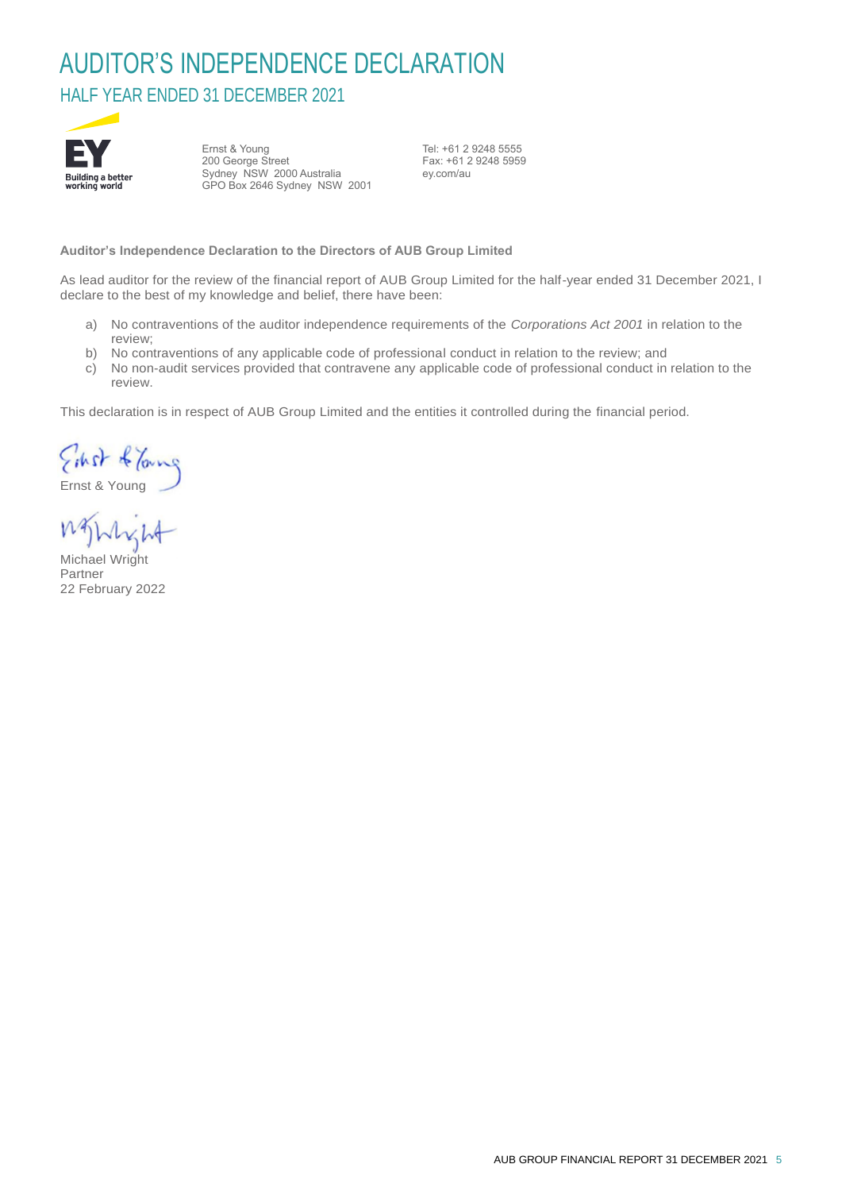# AUDITOR'S INDEPENDENCE DECLARATION

## HALF YEAR ENDED 31 DECEMBER 2021

Ernst & Young
200 George Street
Sydney NSW 2000 Australia
GPO Box 2646 Sydney NSW 2001

Tel: +61 2 9248 5555
Fax: +61 2 9248 5959
ey.com/au

**Auditor's Independence Declaration to the Directors of AUB Group Limited**

As lead auditor for the review of the financial report of AUB Group Limited for the half-year ended 31 December 2021, I declare to the best of my knowledge and belief, there have been:

a) No contraventions of the auditor independence requirements of the *Corporations Act 2001* in relation to the review;
b) No contraventions of any applicable code of professional conduct in relation to the review; and
c) No non-audit services provided that contravene any applicable code of professional conduct in relation to the review.

This declaration is in respect of AUB Group Limited and the entities it controlled during the financial period.

Ernst & Young

Michael Wright
Partner
22 February 2022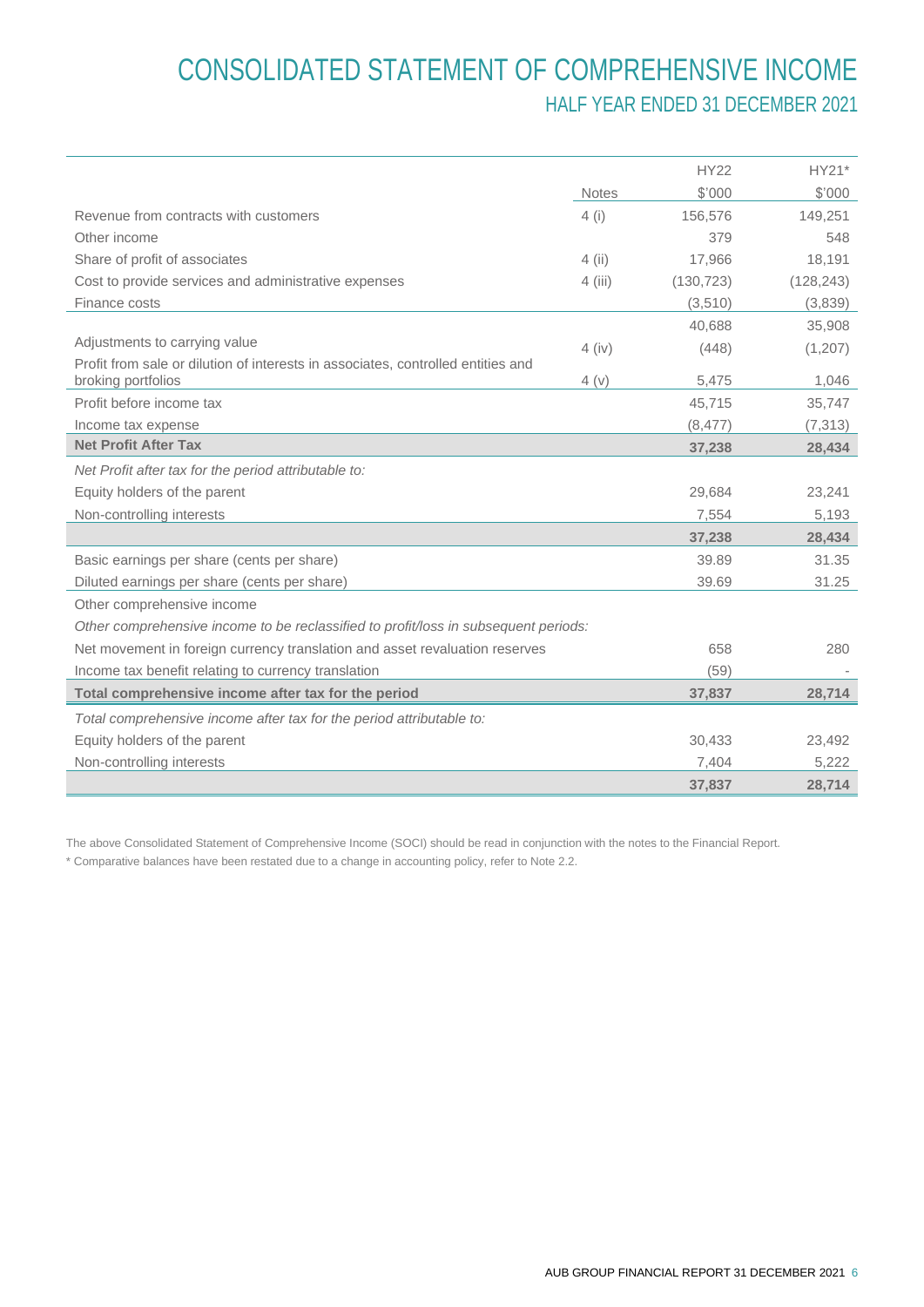# CONSOLIDATED STATEMENT OF COMPREHENSIVE INCOME

## HALF YEAR ENDED 31 DECEMBER 2021

| | Notes | HY22 $'000 | HY21* $'000 |
|---|---|---|---|
| Revenue from contracts with customers | 4 (i) | 156,576 | 149,251 |
| Other income | | 379 | 548 |
| Share of profit of associates | 4 (ii) | 17,966 | 18,191 |
| Cost to provide services and administrative expenses | 4 (iii) | (130,723) | (128,243) |
| Finance costs | | (3,510) | (3,839) |
| | | 40,688 | 35,908 |
| Adjustments to carrying value | 4 (iv) | (448) | (1,207) |
| Profit from sale or dilution of interests in associates, controlled entities and broking portfolios | 4 (v) | 5,475 | 1,046 |
| Profit before income tax | | 45,715 | 35,747 |
| Income tax expense | | (8,477) | (7,313) |
| **Net Profit After Tax** | | **37,238** | **28,434** |
| *Net Profit after tax for the period attributable to:* | | | |
| Equity holders of the parent | | 29,684 | 23,241 |
| Non-controlling interests | | 7,554 | 5,193 |
| | | **37,238** | **28,434** |
| Basic earnings per share (cents per share) | | 39.89 | 31.35 |
| Diluted earnings per share (cents per share) | | 39.69 | 31.25 |
| Other comprehensive income | | | |
| *Other comprehensive income to be reclassified to profit/loss in subsequent periods:* | | | |
| Net movement in foreign currency translation and asset revaluation reserves | | 658 | 280 |
| Income tax benefit relating to currency translation | | (59) | - |
| **Total comprehensive income after tax for the period** | | **37,837** | **28,714** |
| *Total comprehensive income after tax for the period attributable to:* | | | |
| Equity holders of the parent | | 30,433 | 23,492 |
| Non-controlling interests | | 7,404 | 5,222 |
| | | **37,837** | **28,714** |

The above Consolidated Statement of Comprehensive Income (SOCI) should be read in conjunction with the notes to the Financial Report.

\* Comparative balances have been restated due to a change in accounting policy, refer to Note 2.2.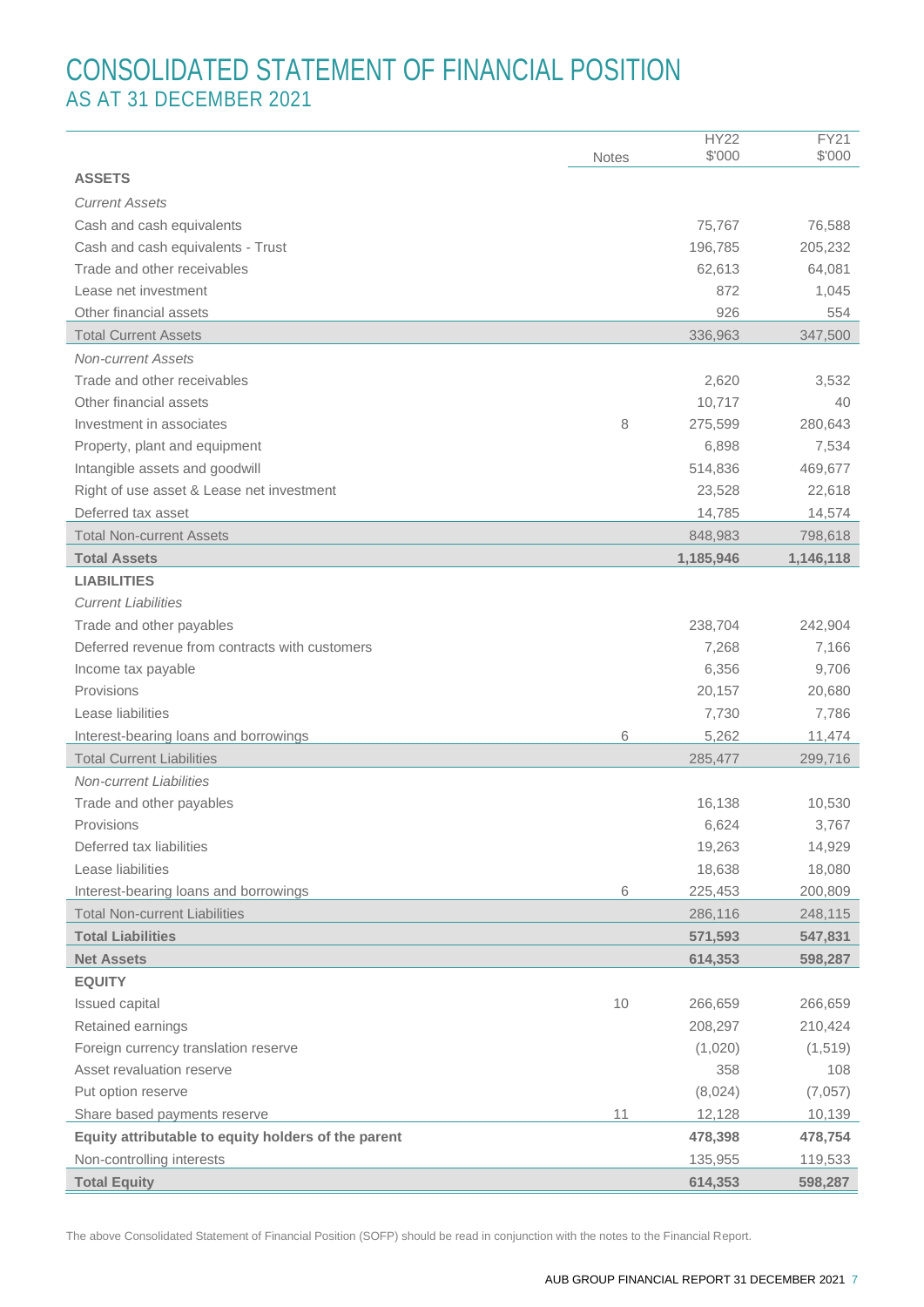# CONSOLIDATED STATEMENT OF FINANCIAL POSITION
## AS AT 31 DECEMBER 2021

| | Notes | HY22 $'000 | FY21 $'000 |
|---|---|---|---|
| **ASSETS** | | | |
| *Current Assets* | | | |
| Cash and cash equivalents | | 75,767 | 76,588 |
| Cash and cash equivalents - Trust | | 196,785 | 205,232 |
| Trade and other receivables | | 62,613 | 64,081 |
| Lease net investment | | 872 | 1,045 |
| Other financial assets | | 926 | 554 |
| Total Current Assets | | 336,963 | 347,500 |
| *Non-current Assets* | | | |
| Trade and other receivables | | 2,620 | 3,532 |
| Other financial assets | | 10,717 | 40 |
| Investment in associates | 8 | 275,599 | 280,643 |
| Property, plant and equipment | | 6,898 | 7,534 |
| Intangible assets and goodwill | | 514,836 | 469,677 |
| Right of use asset & Lease net investment | | 23,528 | 22,618 |
| Deferred tax asset | | 14,785 | 14,574 |
| Total Non-current Assets | | 848,983 | 798,618 |
| **Total Assets** | | **1,185,946** | **1,146,118** |
| **LIABILITIES** | | | |
| *Current Liabilities* | | | |
| Trade and other payables | | 238,704 | 242,904 |
| Deferred revenue from contracts with customers | | 7,268 | 7,166 |
| Income tax payable | | 6,356 | 9,706 |
| Provisions | | 20,157 | 20,680 |
| Lease liabilities | | 7,730 | 7,786 |
| Interest-bearing loans and borrowings | 6 | 5,262 | 11,474 |
| Total Current Liabilities | | 285,477 | 299,716 |
| *Non-current Liabilities* | | | |
| Trade and other payables | | 16,138 | 10,530 |
| Provisions | | 6,624 | 3,767 |
| Deferred tax liabilities | | 19,263 | 14,929 |
| Lease liabilities | | 18,638 | 18,080 |
| Interest-bearing loans and borrowings | 6 | 225,453 | 200,809 |
| Total Non-current Liabilities | | 286,116 | 248,115 |
| **Total Liabilities** | | **571,593** | **547,831** |
| **Net Assets** | | **614,353** | **598,287** |
| **EQUITY** | | | |
| Issued capital | 10 | 266,659 | 266,659 |
| Retained earnings | | 208,297 | 210,424 |
| Foreign currency translation reserve | | (1,020) | (1,519) |
| Asset revaluation reserve | | 358 | 108 |
| Put option reserve | | (8,024) | (7,057) |
| Share based payments reserve | 11 | 12,128 | 10,139 |
| **Equity attributable to equity holders of the parent** | | **478,398** | **478,754** |
| Non-controlling interests | | 135,955 | 119,533 |
| **Total Equity** | | **614,353** | **598,287** |

The above Consolidated Statement of Financial Position (SOFP) should be read in conjunction with the notes to the Financial Report.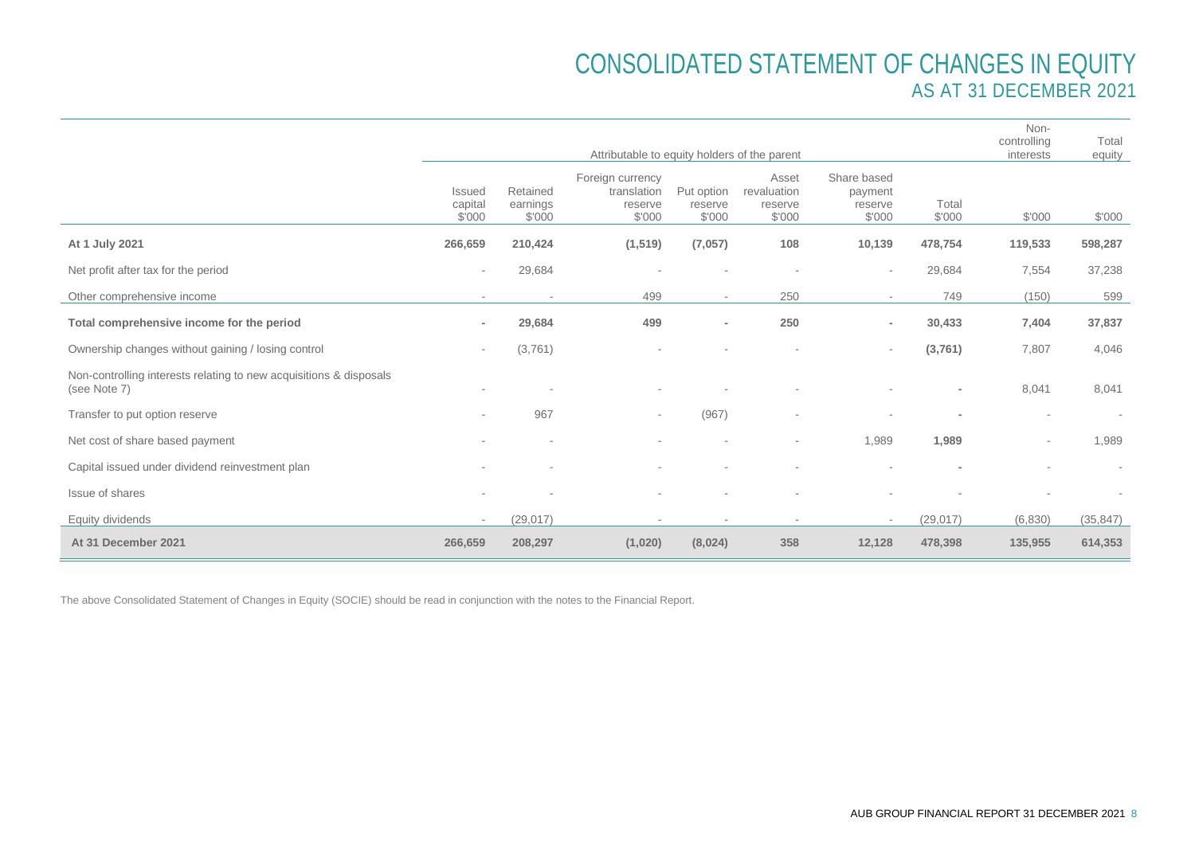# CONSOLIDATED STATEMENT OF CHANGES IN EQUITY

## AS AT 31 DECEMBER 2021

| | Attributable to equity holders of the parent | | | | | | | Non-controlling interests | Total equity |
|---|---|---|---|---|---|---|---|---|---|
| | Issued capital $'000 | Retained earnings $'000 | Foreign currency translation reserve $'000 | Put option reserve $'000 | Asset revaluation reserve $'000 | Share based payment reserve $'000 | Total $'000 | $'000 | $'000 |
| **At 1 July 2021** | **266,659** | **210,424** | **(1,519)** | **(7,057)** | **108** | **10,139** | **478,754** | **119,533** | **598,287** |
| Net profit after tax for the period | - | 29,684 | - | - | - | - | 29,684 | 7,554 | 37,238 |
| Other comprehensive income | - | - | 499 | - | 250 | - | 749 | (150) | 599 |
| **Total comprehensive income for the period** | **-** | **29,684** | **499** | **-** | **250** | **-** | **30,433** | **7,404** | **37,837** |
| Ownership changes without gaining / losing control | - | (3,761) | - | - | - | - | **(3,761)** | 7,807 | 4,046 |
| Non-controlling interests relating to new acquisitions & disposals (see Note 7) | - | - | - | - | - | - | **-** | 8,041 | 8,041 |
| Transfer to put option reserve | - | 967 | - | (967) | - | - | **-** | - | - |
| Net cost of share based payment | - | - | - | - | - | 1,989 | **1,989** | - | 1,989 |
| Capital issued under dividend reinvestment plan | - | - | - | - | - | - | **-** | - | - |
| Issue of shares | - | - | - | - | - | - | - | - | - |
| Equity dividends | - | (29,017) | - | - | - | - | (29,017) | (6,830) | (35,847) |
| **At 31 December 2021** | **266,659** | **208,297** | **(1,020)** | **(8,024)** | **358** | **12,128** | **478,398** | **135,955** | **614,353** |

The above Consolidated Statement of Changes in Equity (SOCIE) should be read in conjunction with the notes to the Financial Report.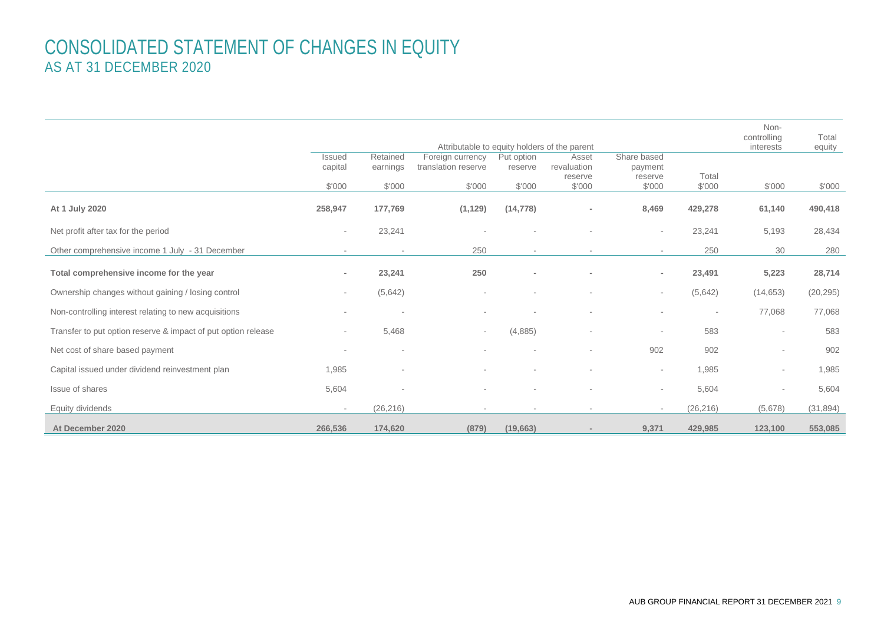# CONSOLIDATED STATEMENT OF CHANGES IN EQUITY
## AS AT 31 DECEMBER 2020

| | Attributable to equity holders of the parent | | | | | | | Non-controlling interests | Total equity |
|---|---|---|---|---|---|---|---|---|---|
| | Issued capital | Retained earnings | Foreign currency translation reserve | Put option reserve | Asset revaluation reserve | Share based payment reserve | Total | | |
| | $'000 | $'000 | $'000 | $'000 | $'000 | $'000 | $'000 | $'000 | $'000 |
| **At 1 July 2020** | **258,947** | **177,769** | **(1,129)** | **(14,778)** | **-** | **8,469** | **429,278** | **61,140** | **490,418** |
| Net profit after tax for the period | - | 23,241 | - | - | - | - | 23,241 | 5,193 | 28,434 |
| Other comprehensive income 1 July - 31 December | - | - | 250 | - | - | - | 250 | 30 | 280 |
| **Total comprehensive income for the year** | **-** | **23,241** | **250** | **-** | **-** | **-** | **23,491** | **5,223** | **28,714** |
| Ownership changes without gaining / losing control | - | (5,642) | - | - | - | - | (5,642) | (14,653) | (20,295) |
| Non-controlling interest relating to new acquisitions | - | - | - | - | - | - | - | 77,068 | 77,068 |
| Transfer to put option reserve & impact of put option release | - | 5,468 | - | (4,885) | - | - | 583 | - | 583 |
| Net cost of share based payment | - | - | - | - | - | 902 | 902 | - | 902 |
| Capital issued under dividend reinvestment plan | 1,985 | - | - | - | - | - | 1,985 | - | 1,985 |
| Issue of shares | 5,604 | - | - | - | - | - | 5,604 | - | 5,604 |
| Equity dividends | - | (26,216) | - | - | - | - | (26,216) | (5,678) | (31,894) |
| **At December 2020** | **266,536** | **174,620** | **(879)** | **(19,663)** | **-** | **9,371** | **429,985** | **123,100** | **553,085** |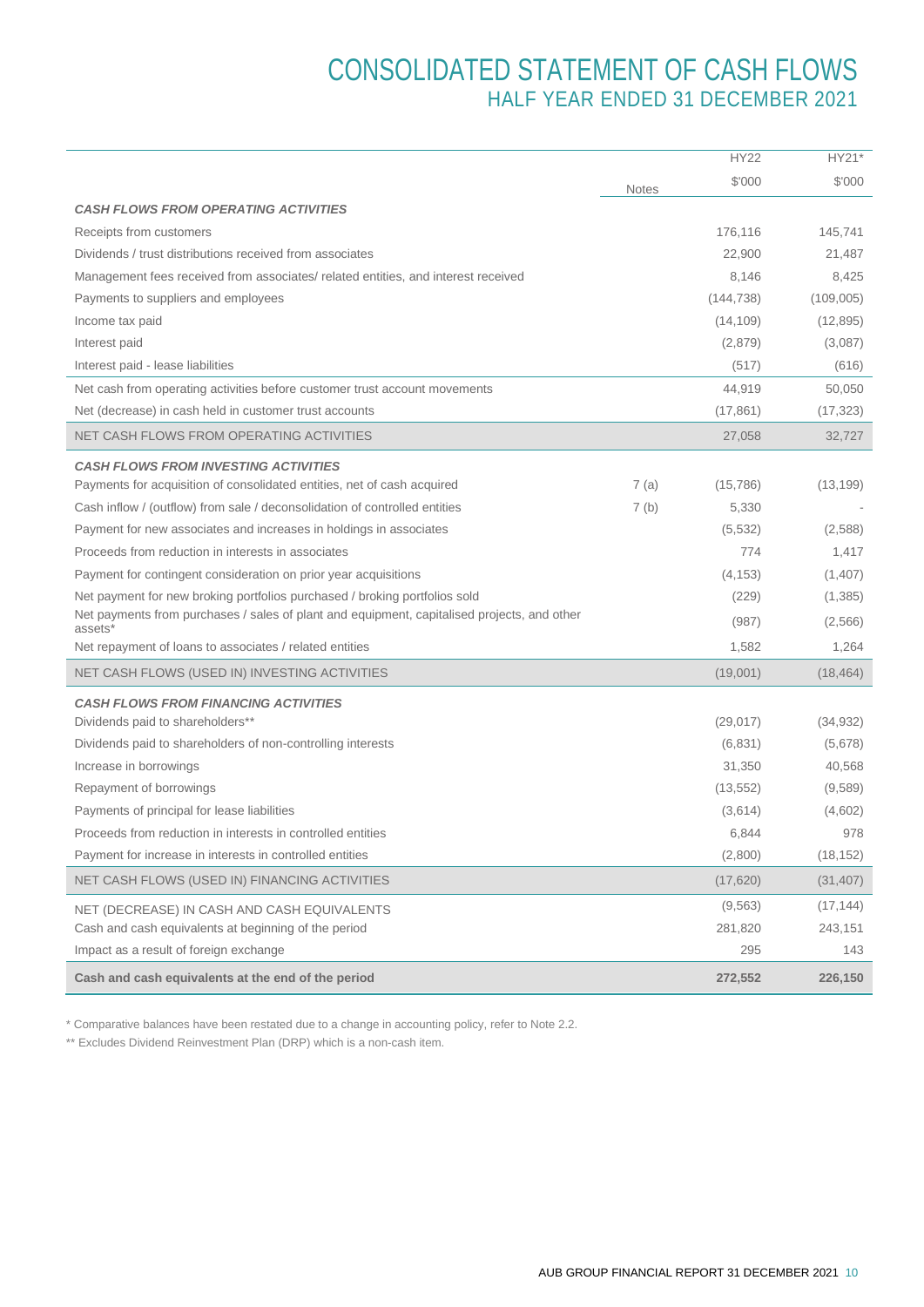# CONSOLIDATED STATEMENT OF CASH FLOWS
## HALF YEAR ENDED 31 DECEMBER 2021

| | Notes | HY22<br>$'000 | HY21*<br>$'000 |
|---|---|---|---|
| ***CASH FLOWS FROM OPERATING ACTIVITIES*** | | | |
| Receipts from customers | | 176,116 | 145,741 |
| Dividends / trust distributions received from associates | | 22,900 | 21,487 |
| Management fees received from associates/ related entities, and interest received | | 8,146 | 8,425 |
| Payments to suppliers and employees | | (144,738) | (109,005) |
| Income tax paid | | (14,109) | (12,895) |
| Interest paid | | (2,879) | (3,087) |
| Interest paid - lease liabilities | | (517) | (616) |
| Net cash from operating activities before customer trust account movements | | 44,919 | 50,050 |
| Net (decrease) in cash held in customer trust accounts | | (17,861) | (17,323) |
| NET CASH FLOWS FROM OPERATING ACTIVITIES | | 27,058 | 32,727 |
| ***CASH FLOWS FROM INVESTING ACTIVITIES*** | | | |
| Payments for acquisition of consolidated entities, net of cash acquired | 7 (a) | (15,786) | (13,199) |
| Cash inflow / (outflow) from sale / deconsolidation of controlled entities | 7 (b) | 5,330 | - |
| Payment for new associates and increases in holdings in associates | | (5,532) | (2,588) |
| Proceeds from reduction in interests in associates | | 774 | 1,417 |
| Payment for contingent consideration on prior year acquisitions | | (4,153) | (1,407) |
| Net payment for new broking portfolios purchased / broking portfolios sold | | (229) | (1,385) |
| Net payments from purchases / sales of plant and equipment, capitalised projects, and other assets* | | (987) | (2,566) |
| Net repayment of loans to associates / related entities | | 1,582 | 1,264 |
| NET CASH FLOWS (USED IN) INVESTING ACTIVITIES | | (19,001) | (18,464) |
| ***CASH FLOWS FROM FINANCING ACTIVITIES*** | | | |
| Dividends paid to shareholders** | | (29,017) | (34,932) |
| Dividends paid to shareholders of non-controlling interests | | (6,831) | (5,678) |
| Increase in borrowings | | 31,350 | 40,568 |
| Repayment of borrowings | | (13,552) | (9,589) |
| Payments of principal for lease liabilities | | (3,614) | (4,602) |
| Proceeds from reduction in interests in controlled entities | | 6,844 | 978 |
| Payment for increase in interests in controlled entities | | (2,800) | (18,152) |
| NET CASH FLOWS (USED IN) FINANCING ACTIVITIES | | (17,620) | (31,407) |
| NET (DECREASE) IN CASH AND CASH EQUIVALENTS | | (9,563) | (17,144) |
| Cash and cash equivalents at beginning of the period | | 281,820 | 243,151 |
| Impact as a result of foreign exchange | | 295 | 143 |
| **Cash and cash equivalents at the end of the period** | | **272,552** | **226,150** |

\* Comparative balances have been restated due to a change in accounting policy, refer to Note 2.2.

\*\* Excludes Dividend Reinvestment Plan (DRP) which is a non-cash item.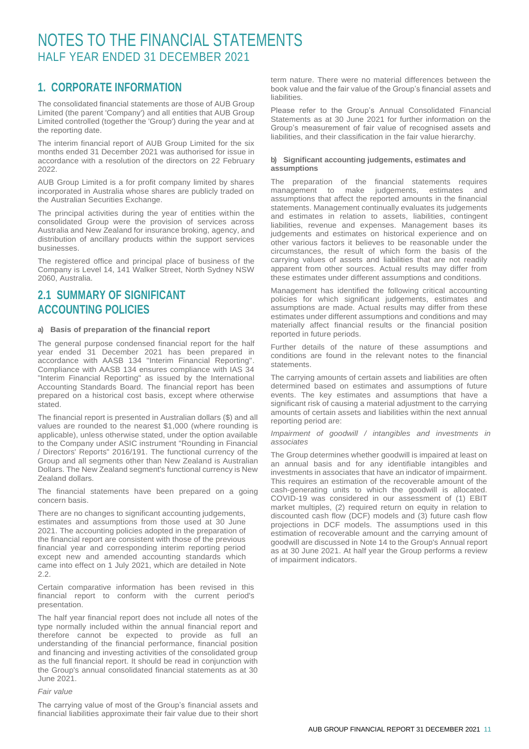# NOTES TO THE FINANCIAL STATEMENTS
## HALF YEAR ENDED 31 DECEMBER 2021

## 1. CORPORATE INFORMATION

The consolidated financial statements are those of AUB Group Limited (the parent 'Company') and all entities that AUB Group Limited controlled (together the 'Group') during the year and at the reporting date.

The interim financial report of AUB Group Limited for the six months ended 31 December 2021 was authorised for issue in accordance with a resolution of the directors on 22 February 2022.

AUB Group Limited is a for profit company limited by shares incorporated in Australia whose shares are publicly traded on the Australian Securities Exchange.

The principal activities during the year of entities within the consolidated Group were the provision of services across Australia and New Zealand for insurance broking, agency, and distribution of ancillary products within the support services businesses.

The registered office and principal place of business of the Company is Level 14, 141 Walker Street, North Sydney NSW 2060, Australia.

## 2.1 SUMMARY OF SIGNIFICANT ACCOUNTING POLICIES

#### a) Basis of preparation of the financial report

The general purpose condensed financial report for the half year ended 31 December 2021 has been prepared in accordance with AASB 134 "Interim Financial Reporting". Compliance with AASB 134 ensures compliance with IAS 34 "Interim Financial Reporting" as issued by the International Accounting Standards Board. The financial report has been prepared on a historical cost basis, except where otherwise stated.

The financial report is presented in Australian dollars ($) and all values are rounded to the nearest $1,000 (where rounding is applicable), unless otherwise stated, under the option available to the Company under ASIC instrument "Rounding in Financial / Directors' Reports" 2016/191. The functional currency of the Group and all segments other than New Zealand is Australian Dollars. The New Zealand segment's functional currency is New Zealand dollars.

The financial statements have been prepared on a going concern basis.

There are no changes to significant accounting judgements, estimates and assumptions from those used at 30 June 2021. The accounting policies adopted in the preparation of the financial report are consistent with those of the previous financial year and corresponding interim reporting period except new and amended accounting standards which came into effect on 1 July 2021, which are detailed in Note 2.2.

Certain comparative information has been revised in this financial report to conform with the current period's presentation.

The half year financial report does not include all notes of the type normally included within the annual financial report and therefore cannot be expected to provide as full an understanding of the financial performance, financial position and financing and investing activities of the consolidated group as the full financial report. It should be read in conjunction with the Group's annual consolidated financial statements as at 30 June 2021.

*Fair value*

The carrying value of most of the Group's financial assets and financial liabilities approximate their fair value due to their short term nature. There were no material differences between the book value and the fair value of the Group's financial assets and liabilities.

Please refer to the Group's Annual Consolidated Financial Statements as at 30 June 2021 for further information on the Group's measurement of fair value of recognised assets and liabilities, and their classification in the fair value hierarchy.

#### b) Significant accounting judgements, estimates and assumptions

The preparation of the financial statements requires management to make judgements, estimates and assumptions that affect the reported amounts in the financial statements. Management continually evaluates its judgements and estimates in relation to assets, liabilities, contingent liabilities, revenue and expenses. Management bases its judgements and estimates on historical experience and on other various factors it believes to be reasonable under the circumstances, the result of which form the basis of the carrying values of assets and liabilities that are not readily apparent from other sources. Actual results may differ from these estimates under different assumptions and conditions.

Management has identified the following critical accounting policies for which significant judgements, estimates and assumptions are made. Actual results may differ from these estimates under different assumptions and conditions and may materially affect financial results or the financial position reported in future periods.

Further details of the nature of these assumptions and conditions are found in the relevant notes to the financial statements.

The carrying amounts of certain assets and liabilities are often determined based on estimates and assumptions of future events. The key estimates and assumptions that have a significant risk of causing a material adjustment to the carrying amounts of certain assets and liabilities within the next annual reporting period are:

*Impairment of goodwill / intangibles and investments in associates*

The Group determines whether goodwill is impaired at least on an annual basis and for any identifiable intangibles and investments in associates that have an indicator of impairment. This requires an estimation of the recoverable amount of the cash-generating units to which the goodwill is allocated. COVID-19 was considered in our assessment of (1) EBIT market multiples, (2) required return on equity in relation to discounted cash flow (DCF) models and (3) future cash flow projections in DCF models. The assumptions used in this estimation of recoverable amount and the carrying amount of goodwill are discussed in Note 14 to the Group's Annual report as at 30 June 2021. At half year the Group performs a review of impairment indicators.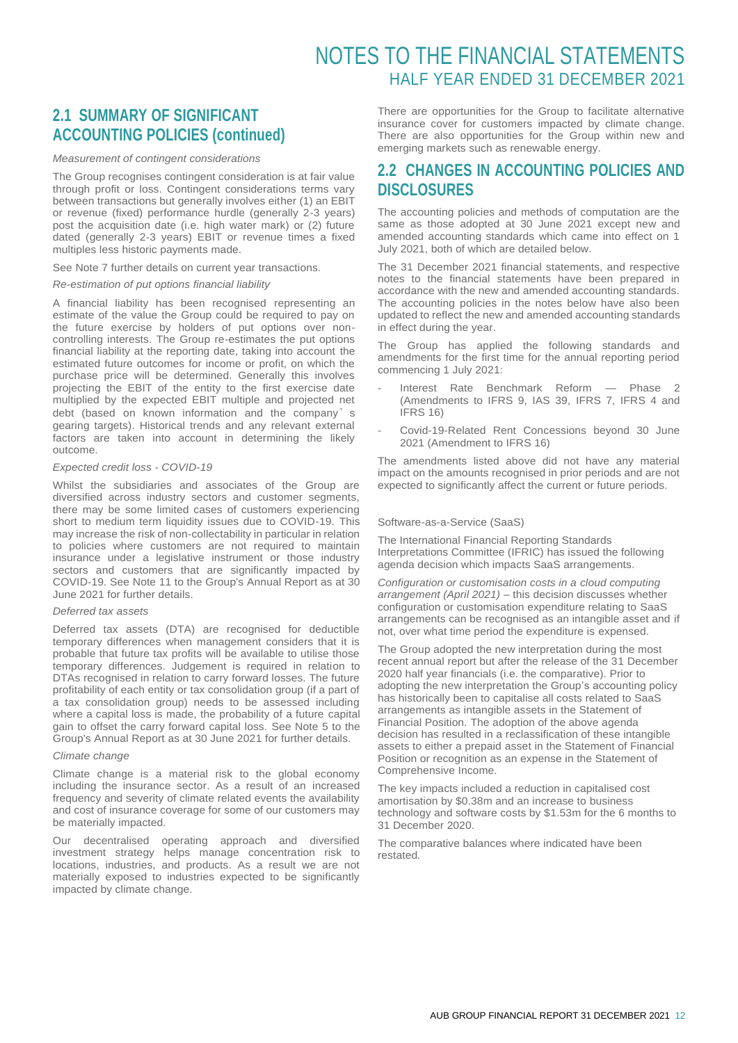## 2.1 SUMMARY OF SIGNIFICANT ACCOUNTING POLICIES (continued)

*Measurement of contingent considerations*

The Group recognises contingent consideration is at fair value through profit or loss. Contingent considerations terms vary between transactions but generally involves either (1) an EBIT or revenue (fixed) performance hurdle (generally 2-3 years) post the acquisition date (i.e. high water mark) or (2) future dated (generally 2-3 years) EBIT or revenue times a fixed multiples less historic payments made.

See Note 7 further details on current year transactions.

*Re-estimation of put options financial liability*

A financial liability has been recognised representing an estimate of the value the Group could be required to pay on the future exercise by holders of put options over non-controlling interests. The Group re-estimates the put options financial liability at the reporting date, taking into account the estimated future outcomes for income or profit, on which the purchase price will be determined. Generally this involves projecting the EBIT of the entity to the first exercise date multiplied by the expected EBIT multiple and projected net debt (based on known information and the company's gearing targets). Historical trends and any relevant external factors are taken into account in determining the likely outcome.

*Expected credit loss - COVID-19*

Whilst the subsidiaries and associates of the Group are diversified across industry sectors and customer segments, there may be some limited cases of customers experiencing short to medium term liquidity issues due to COVID-19. This may increase the risk of non-collectability in particular in relation to policies where customers are not required to maintain insurance under a legislative instrument or those industry sectors and customers that are significantly impacted by COVID-19. See Note 11 to the Group's Annual Report as at 30 June 2021 for further details.

*Deferred tax assets*

Deferred tax assets (DTA) are recognised for deductible temporary differences when management considers that it is probable that future tax profits will be available to utilise those temporary differences. Judgement is required in relation to DTAs recognised in relation to carry forward losses. The future profitability of each entity or tax consolidation group (if a part of a tax consolidation group) needs to be assessed including where a capital loss is made, the probability of a future capital gain to offset the carry forward capital loss. See Note 5 to the Group's Annual Report as at 30 June 2021 for further details.

*Climate change*

Climate change is a material risk to the global economy including the insurance sector. As a result of an increased frequency and severity of climate related events the availability and cost of insurance coverage for some of our customers may be materially impacted.

Our decentralised operating approach and diversified investment strategy helps manage concentration risk to locations, industries, and products. As a result we are not materially exposed to industries expected to be significantly impacted by climate change.

There are opportunities for the Group to facilitate alternative insurance cover for customers impacted by climate change. There are also opportunities for the Group within new and emerging markets such as renewable energy.

## 2.2 CHANGES IN ACCOUNTING POLICIES AND DISCLOSURES

The accounting policies and methods of computation are the same as those adopted at 30 June 2021 except new and amended accounting standards which came into effect on 1 July 2021, both of which are detailed below.

The 31 December 2021 financial statements, and respective notes to the financial statements have been prepared in accordance with the new and amended accounting standards. The accounting policies in the notes below have also been updated to reflect the new and amended accounting standards in effect during the year.

The Group has applied the following standards and amendments for the first time for the annual reporting period commencing 1 July 2021:

- Interest Rate Benchmark Reform — Phase 2 (Amendments to IFRS 9, IAS 39, IFRS 7, IFRS 4 and IFRS 16)
- Covid-19-Related Rent Concessions beyond 30 June 2021 (Amendment to IFRS 16)

The amendments listed above did not have any material impact on the amounts recognised in prior periods and are not expected to significantly affect the current or future periods.

Software-as-a-Service (SaaS)

The International Financial Reporting Standards Interpretations Committee (IFRIC) has issued the following agenda decision which impacts SaaS arrangements.

*Configuration or customisation costs in a cloud computing arrangement (April 2021)* – this decision discusses whether configuration or customisation expenditure relating to SaaS arrangements can be recognised as an intangible asset and if not, over what time period the expenditure is expensed.

The Group adopted the new interpretation during the most recent annual report but after the release of the 31 December 2020 half year financials (i.e. the comparative). Prior to adopting the new interpretation the Group's accounting policy has historically been to capitalise all costs related to SaaS arrangements as intangible assets in the Statement of Financial Position. The adoption of the above agenda decision has resulted in a reclassification of these intangible assets to either a prepaid asset in the Statement of Financial Position or recognition as an expense in the Statement of Comprehensive Income.

The key impacts included a reduction in capitalised cost amortisation by $0.38m and an increase to business technology and software costs by $1.53m for the 6 months to 31 December 2020.

The comparative balances where indicated have been restated.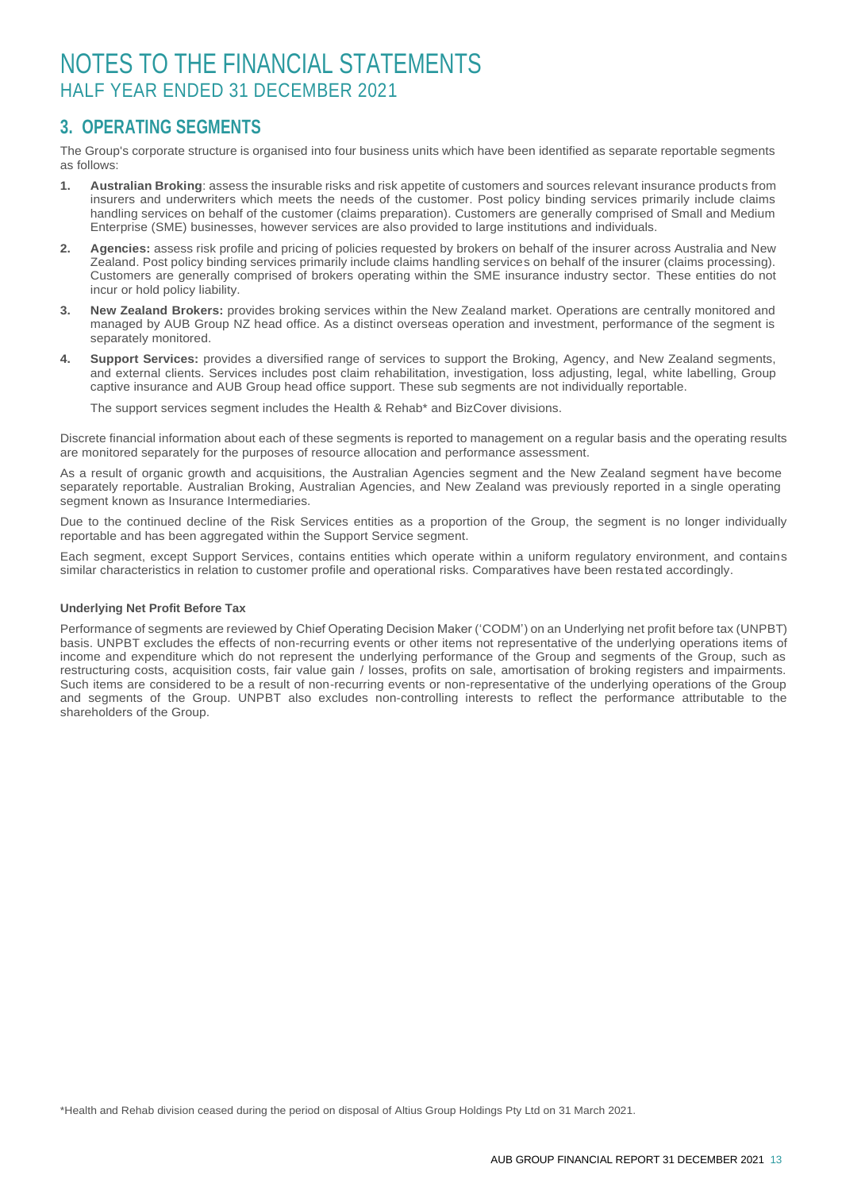# NOTES TO THE FINANCIAL STATEMENTS
## HALF YEAR ENDED 31 DECEMBER 2021

## 3. OPERATING SEGMENTS

The Group's corporate structure is organised into four business units which have been identified as separate reportable segments as follows:

1. **Australian Broking**: assess the insurable risks and risk appetite of customers and sources relevant insurance products from insurers and underwriters which meets the needs of the customer. Post policy binding services primarily include claims handling services on behalf of the customer (claims preparation). Customers are generally comprised of Small and Medium Enterprise (SME) businesses, however services are also provided to large institutions and individuals.
2. **Agencies:** assess risk profile and pricing of policies requested by brokers on behalf of the insurer across Australia and New Zealand. Post policy binding services primarily include claims handling services on behalf of the insurer (claims processing). Customers are generally comprised of brokers operating within the SME insurance industry sector. These entities do not incur or hold policy liability.
3. **New Zealand Brokers:** provides broking services within the New Zealand market. Operations are centrally monitored and managed by AUB Group NZ head office. As a distinct overseas operation and investment, performance of the segment is separately monitored.
4. **Support Services:** provides a diversified range of services to support the Broking, Agency, and New Zealand segments, and external clients. Services includes post claim rehabilitation, investigation, loss adjusting, legal, white labelling, Group captive insurance and AUB Group head office support. These sub segments are not individually reportable.

   The support services segment includes the Health & Rehab* and BizCover divisions.

Discrete financial information about each of these segments is reported to management on a regular basis and the operating results are monitored separately for the purposes of resource allocation and performance assessment.

As a result of organic growth and acquisitions, the Australian Agencies segment and the New Zealand segment have become separately reportable. Australian Broking, Australian Agencies, and New Zealand was previously reported in a single operating segment known as Insurance Intermediaries.

Due to the continued decline of the Risk Services entities as a proportion of the Group, the segment is no longer individually reportable and has been aggregated within the Support Service segment.

Each segment, except Support Services, contains entities which operate within a uniform regulatory environment, and contains similar characteristics in relation to customer profile and operational risks. Comparatives have been restated accordingly.

**Underlying Net Profit Before Tax**

Performance of segments are reviewed by Chief Operating Decision Maker ('CODM') on an Underlying net profit before tax (UNPBT) basis. UNPBT excludes the effects of non-recurring events or other items not representative of the underlying operations items of income and expenditure which do not represent the underlying performance of the Group and segments of the Group, such as restructuring costs, acquisition costs, fair value gain / losses, profits on sale, amortisation of broking registers and impairments. Such items are considered to be a result of non-recurring events or non-representative of the underlying operations of the Group and segments of the Group. UNPBT also excludes non-controlling interests to reflect the performance attributable to the shareholders of the Group.

*Health and Rehab division ceased during the period on disposal of Altius Group Holdings Pty Ltd on 31 March 2021.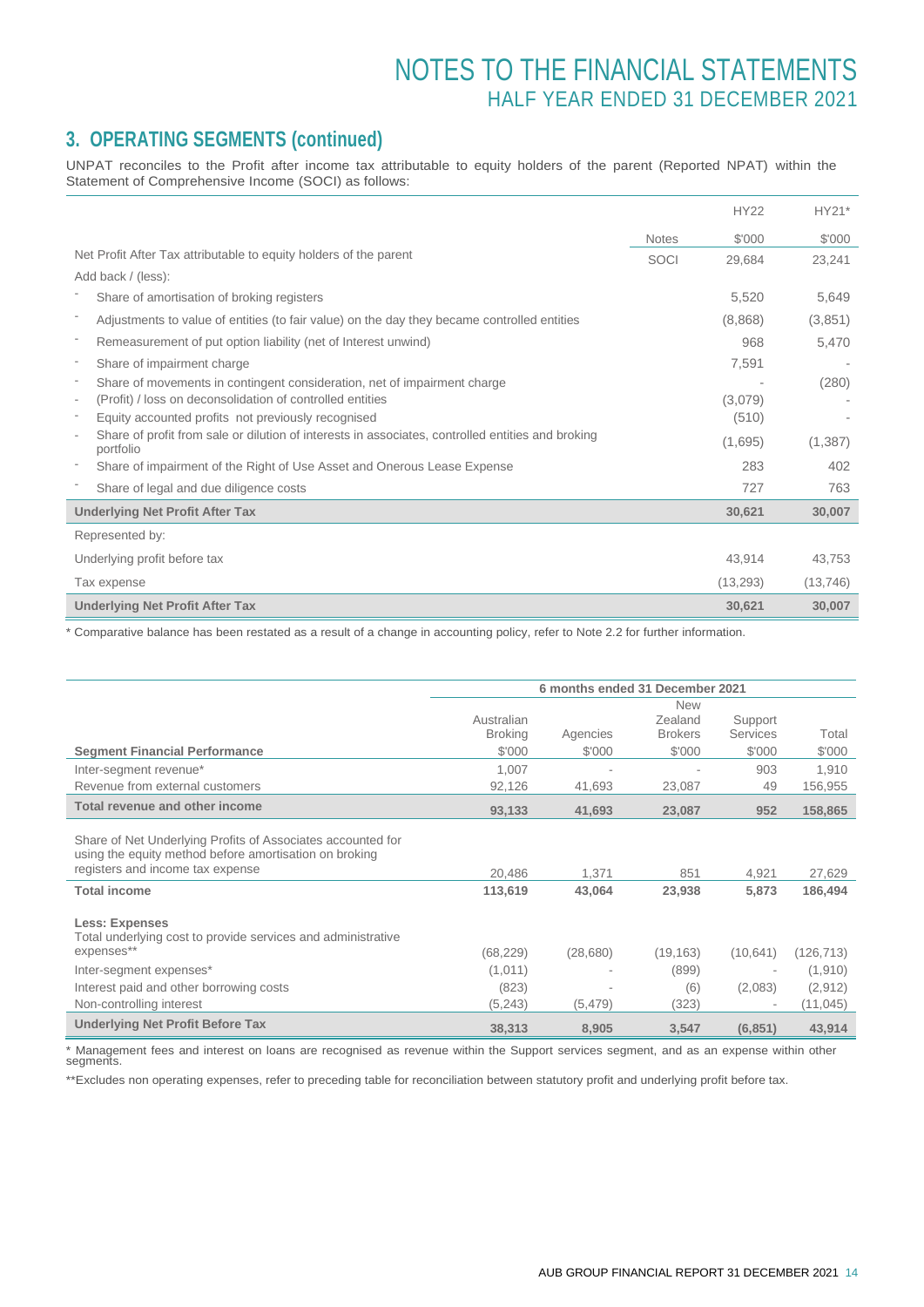## 3. OPERATING SEGMENTS (continued)

UNPAT reconciles to the Profit after income tax attributable to equity holders of the parent (Reported NPAT) within the Statement of Comprehensive Income (SOCI) as follows:

| | Notes | HY22 $'000 | HY21* $'000 |
|---|---|---|---|
| Net Profit After Tax attributable to equity holders of the parent | SOCI | 29,684 | 23,241 |
| Add back / (less): | | | |
| - Share of amortisation of broking registers | | 5,520 | 5,649 |
| - Adjustments to value of entities (to fair value) on the day they became controlled entities | | (8,868) | (3,851) |
| - Remeasurement of put option liability (net of Interest unwind) | | 968 | 5,470 |
| - Share of impairment charge | | 7,591 | - |
| - Share of movements in contingent consideration, net of impairment charge | | - | (280) |
| - (Profit) / loss on deconsolidation of controlled entities | | (3,079) | - |
| - Equity accounted profits not previously recognised | | (510) | - |
| - Share of profit from sale or dilution of interests in associates, controlled entities and broking portfolio | | (1,695) | (1,387) |
| - Share of impairment of the Right of Use Asset and Onerous Lease Expense | | 283 | 402 |
| - Share of legal and due diligence costs | | 727 | 763 |
| **Underlying Net Profit After Tax** | | **30,621** | **30,007** |
| Represented by: | | | |
| Underlying profit before tax | | 43,914 | 43,753 |
| Tax expense | | (13,293) | (13,746) |
| **Underlying Net Profit After Tax** | | **30,621** | **30,007** |

\* Comparative balance has been restated as a result of a change in accounting policy, refer to Note 2.2 for further information.

| | 6 months ended 31 December 2021 | | | | |
|---|---|---|---|---|---|
| **Segment Financial Performance** | Australian Broking $'000 | Agencies $'000 | New Zealand Brokers $'000 | Support Services $'000 | Total $'000 |
| Inter-segment revenue* | 1,007 | - | - | 903 | 1,910 |
| Revenue from external customers | 92,126 | 41,693 | 23,087 | 49 | 156,955 |
| **Total revenue and other income** | **93,133** | **41,693** | **23,087** | **952** | **158,865** |
| Share of Net Underlying Profits of Associates accounted for using the equity method before amortisation on broking registers and income tax expense | 20,486 | 1,371 | 851 | 4,921 | 27,629 |
| **Total income** | **113,619** | **43,064** | **23,938** | **5,873** | **186,494** |
| **Less: Expenses** | | | | | |
| Total underlying cost to provide services and administrative expenses** | (68,229) | (28,680) | (19,163) | (10,641) | (126,713) |
| Inter-segment expenses* | (1,011) | - | (899) | - | (1,910) |
| Interest paid and other borrowing costs | (823) | - | (6) | (2,083) | (2,912) |
| Non-controlling interest | (5,243) | (5,479) | (323) | - | (11,045) |
| **Underlying Net Profit Before Tax** | **38,313** | **8,905** | **3,547** | **(6,851)** | **43,914** |

\* Management fees and interest on loans are recognised as revenue within the Support services segment, and as an expense within other segments.

\*\*Excludes non operating expenses, refer to preceding table for reconciliation between statutory profit and underlying profit before tax.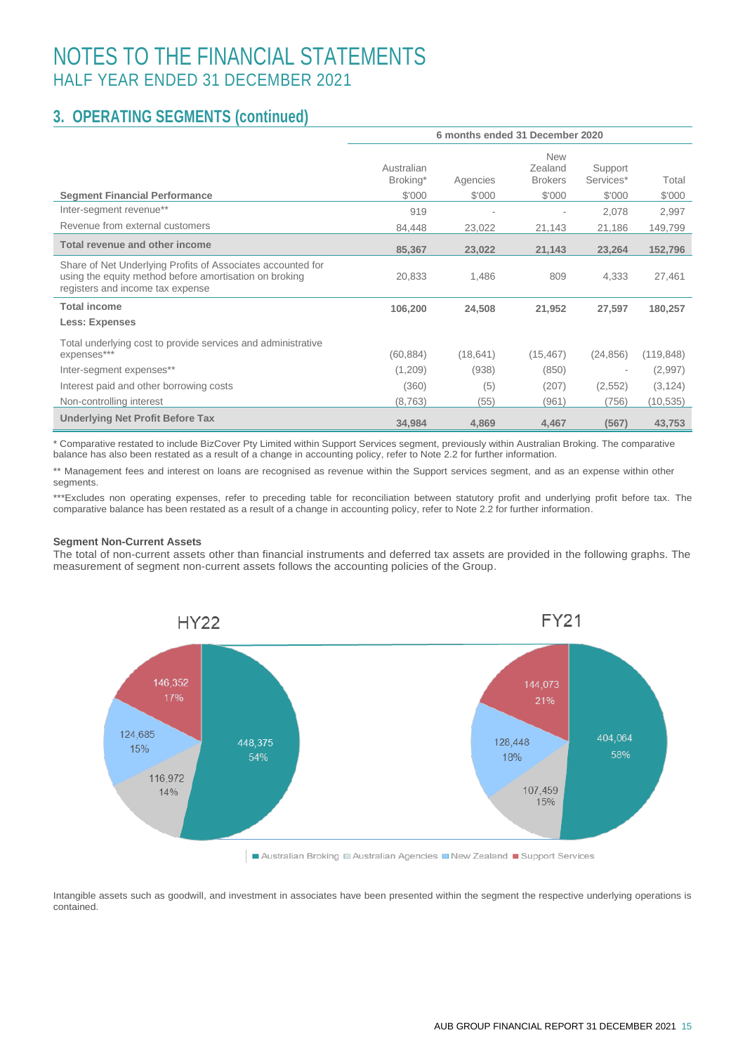# NOTES TO THE FINANCIAL STATEMENTS
## HALF YEAR ENDED 31 DECEMBER 2021

## 3. OPERATING SEGMENTS (continued)

| | 6 months ended 31 December 2020 | | | | |
|---|---|---|---|---|---|
| | Australian Broking* | Agencies | New Zealand Brokers | Support Services* | Total |
| **Segment Financial Performance** | $'000 | $'000 | $'000 | $'000 | $'000 |
| Inter-segment revenue** | 919 | - | - | 2,078 | 2,997 |
| Revenue from external customers | 84,448 | 23,022 | 21,143 | 21,186 | 149,799 |
| **Total revenue and other income** | **85,367** | **23,022** | **21,143** | **23,264** | **152,796** |
| Share of Net Underlying Profits of Associates accounted for using the equity method before amortisation on broking registers and income tax expense | 20,833 | 1,486 | 809 | 4,333 | 27,461 |
| **Total income** | **106,200** | **24,508** | **21,952** | **27,597** | **180,257** |
| **Less: Expenses** | | | | | |
| Total underlying cost to provide services and administrative expenses*** | (60,884) | (18,641) | (15,467) | (24,856) | (119,848) |
| Inter-segment expenses** | (1,209) | (938) | (850) | - | (2,997) |
| Interest paid and other borrowing costs | (360) | (5) | (207) | (2,552) | (3,124) |
| Non-controlling interest | (8,763) | (55) | (961) | (756) | (10,535) |
| **Underlying Net Profit Before Tax** | **34,984** | **4,869** | **4,467** | **(567)** | **43,753** |

\* Comparative restated to include BizCover Pty Limited within Support Services segment, previously within Australian Broking. The comparative balance has also been restated as a result of a change in accounting policy, refer to Note 2.2 for further information.

\*\* Management fees and interest on loans are recognised as revenue within the Support services segment, and as an expense within other segments.

\*\*\*Excludes non operating expenses, refer to preceding table for reconciliation between statutory profit and underlying profit before tax. The comparative balance has been restated as a result of a change in accounting policy, refer to Note 2.2 for further information.

**Segment Non-Current Assets**

The total of non-current assets other than financial instruments and deferred tax assets are provided in the following graphs. The measurement of segment non-current assets follows the accounting policies of the Group.

| Segment | HY22 | HY22 % | FY21 | FY21 % |
|---|---|---|---|---|
| Australian Broking | 448,375 | 54% | 404,064 | 58% |
| Australian Agencies | 116,972 | 14% | 107,459 | 15% |
| New Zealand | 124,685 | 15% | 128,448 | 18% |
| Support Services | 146,352 | 17% | 144,073 | 21% |

Intangible assets such as goodwill, and investment in associates have been presented within the segment the respective underlying operations is contained.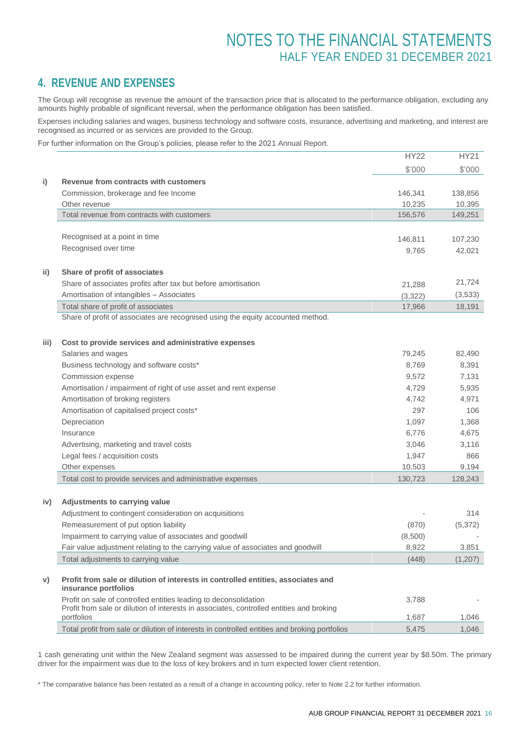## 4. REVENUE AND EXPENSES

The Group will recognise as revenue the amount of the transaction price that is allocated to the performance obligation, excluding any amounts highly probable of significant reversal, when the performance obligation has been satisfied.

Expenses including salaries and wages, business technology and software costs, insurance, advertising and marketing, and interest are recognised as incurred or as services are provided to the Group.

For further information on the Group's policies, please refer to the 2021 Annual Report.

| | | HY22 | HY21 |
|---|---|---|---|
| | | $'000 | $'000 |
| **i)** | **Revenue from contracts with customers** | | |
| | Commission, brokerage and fee Income | 146,341 | 138,856 |
| | Other revenue | 10,235 | 10,395 |
| | Total revenue from contracts with customers | 156,576 | 149,251 |
| | Recognised at a point in time | 146,811 | 107,230 |
| | Recognised over time | 9,765 | 42,021 |
| **ii)** | **Share of profit of associates** | | |
| | Share of associates profits after tax but before amortisation | 21,288 | 21,724 |
| | Amortisation of intangibles – Associates | (3,322) | (3,533) |
| | Total share of profit of associates | 17,966 | 18,191 |
| | Share of profit of associates are recognised using the equity accounted method. | | |
| **iii)** | **Cost to provide services and administrative expenses** | | |
| | Salaries and wages | 79,245 | 82,490 |
| | Business technology and software costs* | 8,769 | 8,391 |
| | Commission expense | 9,572 | 7,131 |
| | Amortisation / impairment of right of use asset and rent expense | 4,729 | 5,935 |
| | Amortisation of broking registers | 4,742 | 4,971 |
| | Amortisation of capitalised project costs* | 297 | 106 |
| | Depreciation | 1,097 | 1,368 |
| | Insurance | 6,776 | 4,675 |
| | Advertising, marketing and travel costs | 3,046 | 3,116 |
| | Legal fees / acquisition costs | 1,947 | 866 |
| | Other expenses | 10,503 | 9,194 |
| | Total cost to provide services and administrative expenses | 130,723 | 128,243 |
| **iv)** | **Adjustments to carrying value** | | |
| | Adjustment to contingent consideration on acquisitions | - | 314 |
| | Remeasurement of put option liability | (870) | (5,372) |
| | Impairment to carrying value of associates and goodwill | (8,500) | - |
| | Fair value adjustment relating to the carrying value of associates and goodwill | 8,922 | 3,851 |
| | Total adjustments to carrying value | (448) | (1,207) |
| **v)** | **Profit from sale or dilution of interests in controlled entities, associates and insurance portfolios** | | |
| | Profit on sale of controlled entities leading to deconsolidation | 3,788 | - |
| | Profit from sale or dilution of interests in associates, controlled entities and broking portfolios | 1,687 | 1,046 |
| | Total profit from sale or dilution of interests in controlled entities and broking portfolios | 5,475 | 1,046 |

1 cash generating unit within the New Zealand segment was assessed to be impaired during the current year by $8.50m. The primary driver for the impairment was due to the loss of key brokers and in turn expected lower client retention.

* The comparative balance has been restated as a result of a change in accounting policy, refer to Note 2.2 for further information.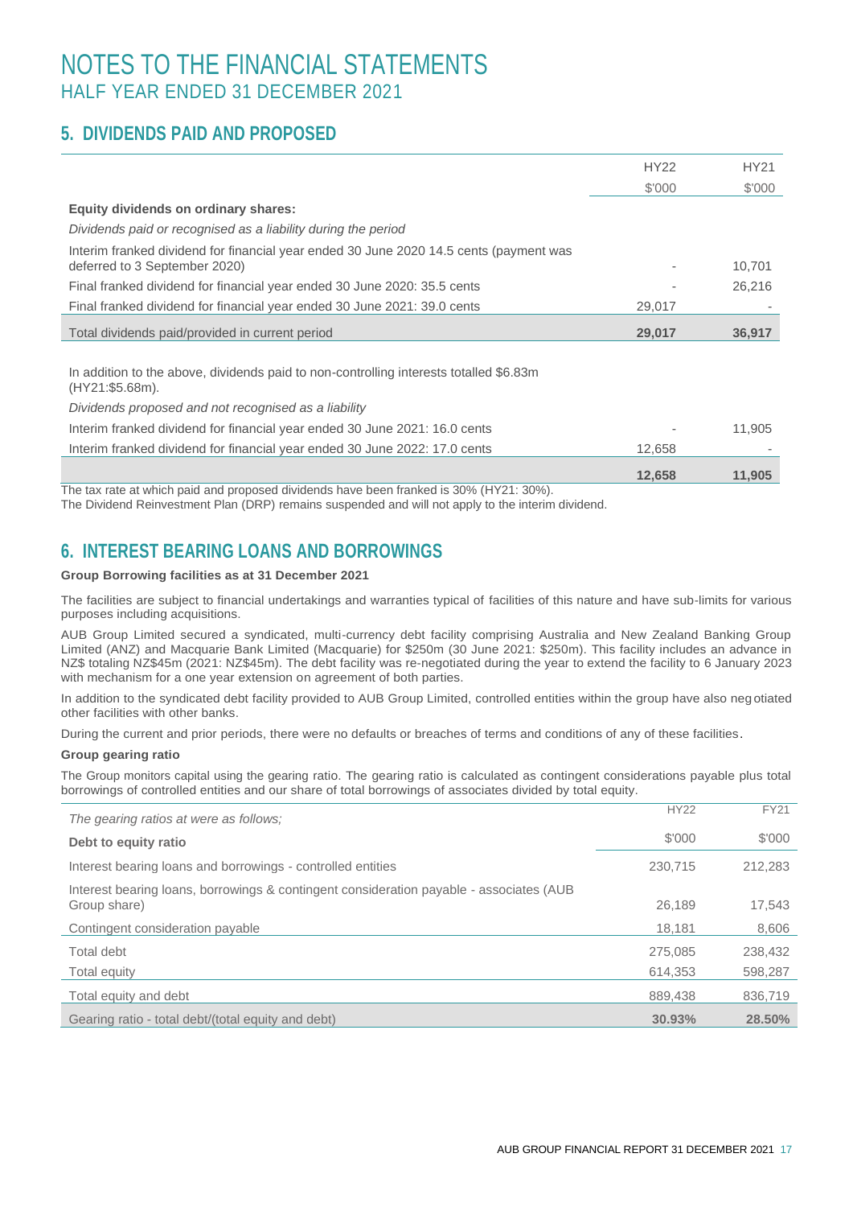# NOTES TO THE FINANCIAL STATEMENTS
## HALF YEAR ENDED 31 DECEMBER 2021

## 5. DIVIDENDS PAID AND PROPOSED

| | HY22 | HY21 |
|---|---|---|
| | $'000 | $'000 |
| **Equity dividends on ordinary shares:** | | |
| *Dividends paid or recognised as a liability during the period* | | |
| Interim franked dividend for financial year ended 30 June 2020 14.5 cents (payment was deferred to 3 September 2020) | - | 10,701 |
| Final franked dividend for financial year ended 30 June 2020: 35.5 cents | - | 26,216 |
| Final franked dividend for financial year ended 30 June 2021: 39.0 cents | 29,017 | - |
| Total dividends paid/provided in current period | **29,017** | **36,917** |
| | | |
| In addition to the above, dividends paid to non-controlling interests totalled $6.83m (HY21:$5.68m). | | |
| *Dividends proposed and not recognised as a liability* | | |
| Interim franked dividend for financial year ended 30 June 2021: 16.0 cents | - | 11,905 |
| Interim franked dividend for financial year ended 30 June 2022: 17.0 cents | 12,658 | - |
| | **12,658** | **11,905** |

The tax rate at which paid and proposed dividends have been franked is 30% (HY21: 30%).
The Dividend Reinvestment Plan (DRP) remains suspended and will not apply to the interim dividend.

## 6. INTEREST BEARING LOANS AND BORROWINGS

**Group Borrowing facilities as at 31 December 2021**

The facilities are subject to financial undertakings and warranties typical of facilities of this nature and have sub-limits for various purposes including acquisitions.

AUB Group Limited secured a syndicated, multi-currency debt facility comprising Australia and New Zealand Banking Group Limited (ANZ) and Macquarie Bank Limited (Macquarie) for $250m (30 June 2021: $250m). This facility includes an advance in NZ$ totaling NZ$45m (2021: NZ$45m). The debt facility was re-negotiated during the year to extend the facility to 6 January 2023 with mechanism for a one year extension on agreement of both parties.

In addition to the syndicated debt facility provided to AUB Group Limited, controlled entities within the group have also negotiated other facilities with other banks.

During the current and prior periods, there were no defaults or breaches of terms and conditions of any of these facilities.

**Group gearing ratio**

The Group monitors capital using the gearing ratio. The gearing ratio is calculated as contingent considerations payable plus total borrowings of controlled entities and our share of total borrowings of associates divided by total equity.

| *The gearing ratios at were as follows;* | HY22 | FY21 |
|---|---|---|
| **Debt to equity ratio** | $'000 | $'000 |
| Interest bearing loans and borrowings - controlled entities | 230,715 | 212,283 |
| Interest bearing loans, borrowings & contingent consideration payable - associates (AUB Group share) | 26,189 | 17,543 |
| Contingent consideration payable | 18,181 | 8,606 |
| Total debt | 275,085 | 238,432 |
| Total equity | 614,353 | 598,287 |
| Total equity and debt | 889,438 | 836,719 |
| Gearing ratio - total debt/(total equity and debt) | **30.93%** | **28.50%** |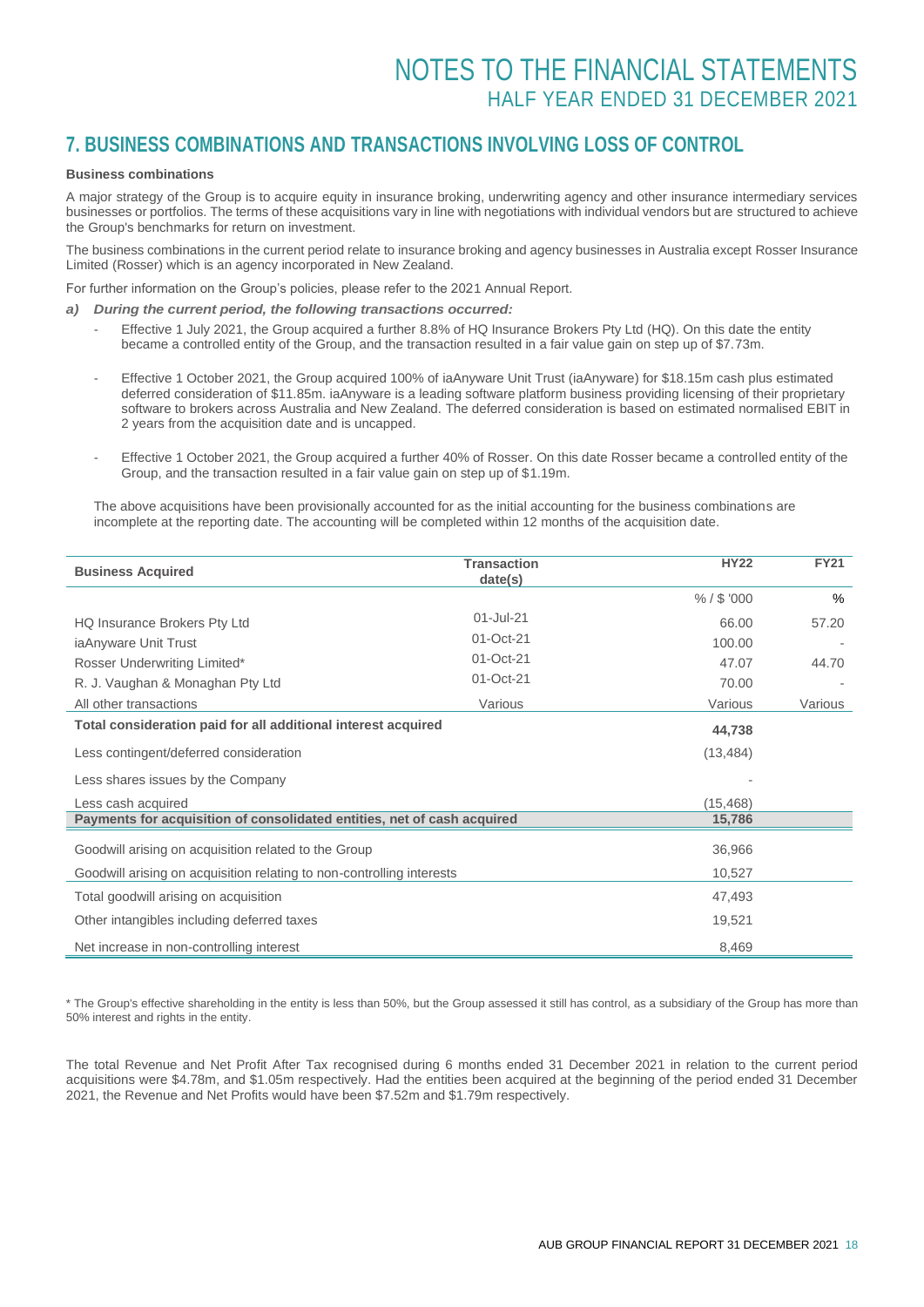## 7. BUSINESS COMBINATIONS AND TRANSACTIONS INVOLVING LOSS OF CONTROL

**Business combinations**

A major strategy of the Group is to acquire equity in insurance broking, underwriting agency and other insurance intermediary services businesses or portfolios. The terms of these acquisitions vary in line with negotiations with individual vendors but are structured to achieve the Group's benchmarks for return on investment.

The business combinations in the current period relate to insurance broking and agency businesses in Australia except Rosser Insurance Limited (Rosser) which is an agency incorporated in New Zealand.

For further information on the Group's policies, please refer to the 2021 Annual Report.

***a) During the current period, the following transactions occurred:***

- Effective 1 July 2021, the Group acquired a further 8.8% of HQ Insurance Brokers Pty Ltd (HQ). On this date the entity became a controlled entity of the Group, and the transaction resulted in a fair value gain on step up of $7.73m.
- Effective 1 October 2021, the Group acquired 100% of iaAnyware Unit Trust (iaAnyware) for $18.15m cash plus estimated deferred consideration of $11.85m. iaAnyware is a leading software platform business providing licensing of their proprietary software to brokers across Australia and New Zealand. The deferred consideration is based on estimated normalised EBIT in 2 years from the acquisition date and is uncapped.
- Effective 1 October 2021, the Group acquired a further 40% of Rosser. On this date Rosser became a controlled entity of the Group, and the transaction resulted in a fair value gain on step up of $1.19m.

The above acquisitions have been provisionally accounted for as the initial accounting for the business combinations are incomplete at the reporting date. The accounting will be completed within 12 months of the acquisition date.

| Business Acquired | Transaction date(s) | HY22 | FY21 |
|---|---|---|---|
| | | % / $ '000 | % |
| HQ Insurance Brokers Pty Ltd | 01-Jul-21 | 66.00 | 57.20 |
| iaAnyware Unit Trust | 01-Oct-21 | 100.00 | - |
| Rosser Underwriting Limited* | 01-Oct-21 | 47.07 | 44.70 |
| R. J. Vaughan & Monaghan Pty Ltd | 01-Oct-21 | 70.00 | - |
| All other transactions | Various | Various | Various |
| **Total consideration paid for all additional interest acquired** | | **44,738** | |
| Less contingent/deferred consideration | | (13,484) | |
| Less shares issues by the Company | | - | |
| Less cash acquired | | (15,468) | |
| **Payments for acquisition of consolidated entities, net of cash acquired** | | **15,786** | |
| Goodwill arising on acquisition related to the Group | | 36,966 | |
| Goodwill arising on acquisition relating to non-controlling interests | | 10,527 | |
| Total goodwill arising on acquisition | | 47,493 | |
| Other intangibles including deferred taxes | | 19,521 | |
| Net increase in non-controlling interest | | 8,469 | |

\* The Group's effective shareholding in the entity is less than 50%, but the Group assessed it still has control, as a subsidiary of the Group has more than 50% interest and rights in the entity.

The total Revenue and Net Profit After Tax recognised during 6 months ended 31 December 2021 in relation to the current period acquisitions were $4.78m, and $1.05m respectively. Had the entities been acquired at the beginning of the period ended 31 December 2021, the Revenue and Net Profits would have been $7.52m and $1.79m respectively.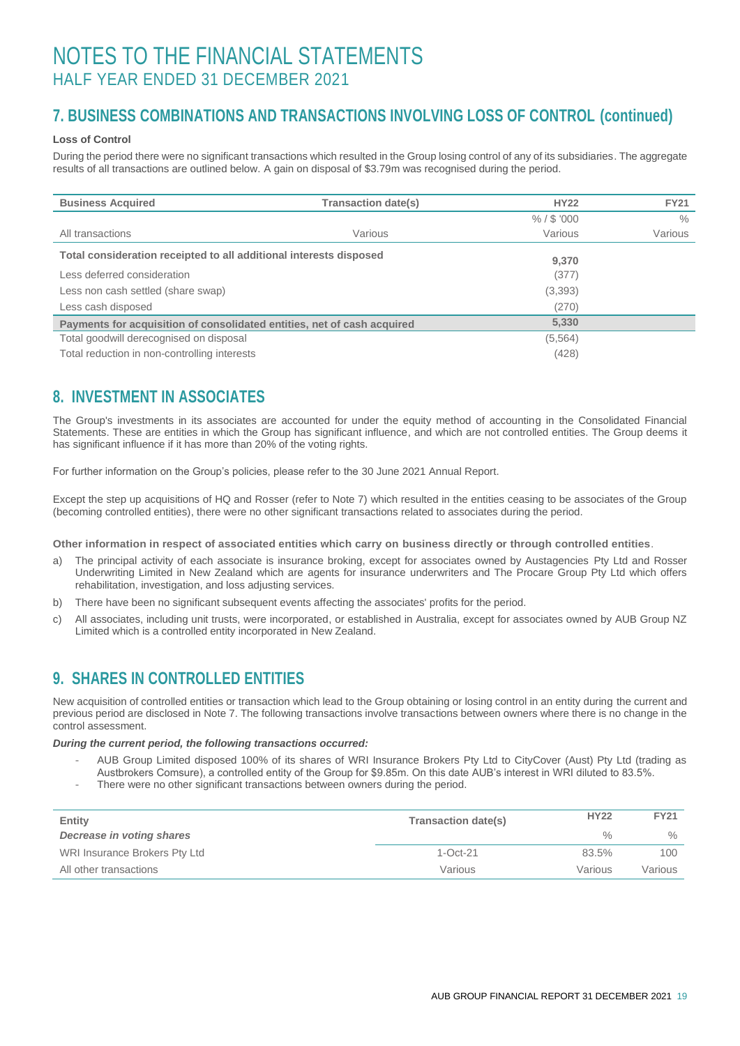# NOTES TO THE FINANCIAL STATEMENTS
HALF YEAR ENDED 31 DECEMBER 2021

## 7. BUSINESS COMBINATIONS AND TRANSACTIONS INVOLVING LOSS OF CONTROL (continued)

**Loss of Control**

During the period there were no significant transactions which resulted in the Group losing control of any of its subsidiaries. The aggregate results of all transactions are outlined below. A gain on disposal of $3.79m was recognised during the period.

| Business Acquired | Transaction date(s) | HY22 | FY21 |
|---|---|---|---|
| | | % / $ '000 | % |
| All transactions | Various | Various | Various |
| **Total consideration receipted to all additional interests disposed** | | **9,370** | |
| Less deferred consideration | | (377) | |
| Less non cash settled (share swap) | | (3,393) | |
| Less cash disposed | | (270) | |
| **Payments for acquisition of consolidated entities, net of cash acquired** | | **5,330** | |
| Total goodwill derecognised on disposal | | (5,564) | |
| Total reduction in non-controlling interests | | (428) | |

## 8. INVESTMENT IN ASSOCIATES

The Group's investments in its associates are accounted for under the equity method of accounting in the Consolidated Financial Statements. These are entities in which the Group has significant influence, and which are not controlled entities. The Group deems it has significant influence if it has more than 20% of the voting rights.

For further information on the Group's policies, please refer to the 30 June 2021 Annual Report.

Except the step up acquisitions of HQ and Rosser (refer to Note 7) which resulted in the entities ceasing to be associates of the Group (becoming controlled entities), there were no other significant transactions related to associates during the period.

**Other information in respect of associated entities which carry on business directly or through controlled entities**.

a) The principal activity of each associate is insurance broking, except for associates owned by Austagencies Pty Ltd and Rosser Underwriting Limited in New Zealand which are agents for insurance underwriters and The Procare Group Pty Ltd which offers rehabilitation, investigation, and loss adjusting services.

b) There have been no significant subsequent events affecting the associates' profits for the period.

c) All associates, including unit trusts, were incorporated, or established in Australia, except for associates owned by AUB Group NZ Limited which is a controlled entity incorporated in New Zealand.

## 9. SHARES IN CONTROLLED ENTITIES

New acquisition of controlled entities or transaction which lead to the Group obtaining or losing control in an entity during the current and previous period are disclosed in Note 7. The following transactions involve transactions between owners where there is no change in the control assessment.

***During the current period, the following transactions occurred:***

- AUB Group Limited disposed 100% of its shares of WRI Insurance Brokers Pty Ltd to CityCover (Aust) Pty Ltd (trading as Austbrokers Comsure), a controlled entity of the Group for $9.85m. On this date AUB's interest in WRI diluted to 83.5%.
- There were no other significant transactions between owners during the period.

| Entity | Transaction date(s) | HY22 | FY21 |
|---|---|---|---|
| ***Decrease in voting shares*** | | % | % |
| WRI Insurance Brokers Pty Ltd | 1-Oct-21 | 83.5% | 100 |
| All other transactions | Various | Various | Various |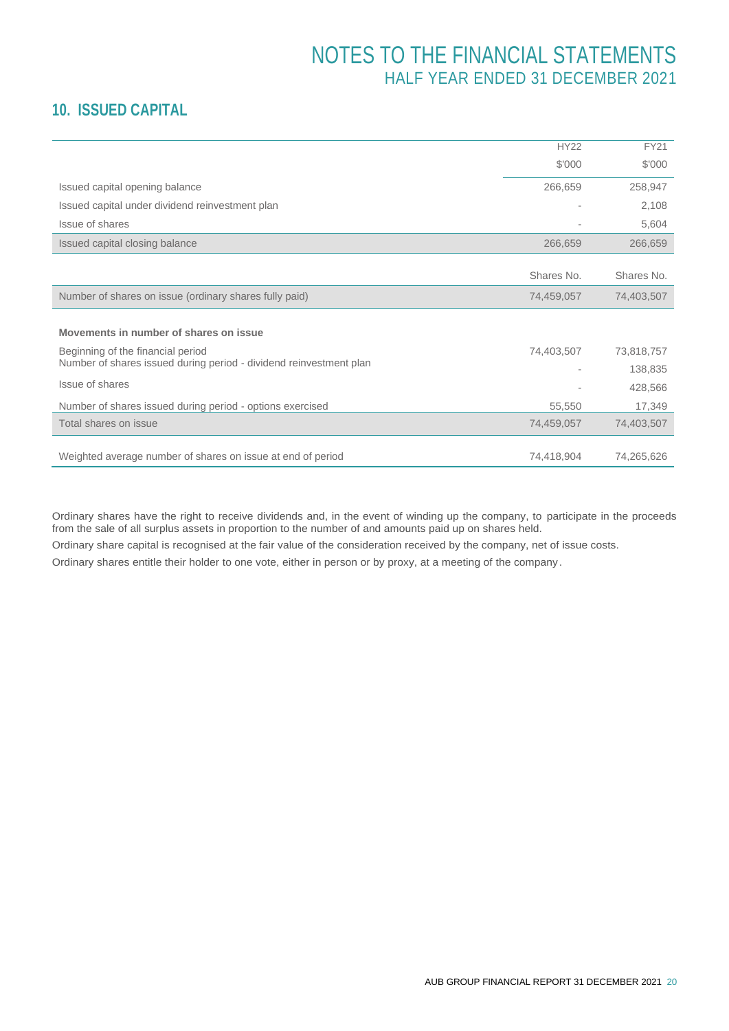## 10. ISSUED CAPITAL

| | HY22 | FY21 |
|---|---|---|
| | $'000 | $'000 |
| Issued capital opening balance | 266,659 | 258,947 |
| Issued capital under dividend reinvestment plan | - | 2,108 |
| Issue of shares | - | 5,604 |
| Issued capital closing balance | 266,659 | 266,659 |

| | Shares No. | Shares No. |
|---|---|---|
| Number of shares on issue (ordinary shares fully paid) | 74,459,057 | 74,403,507 |
| **Movements in number of shares on issue** | | |
| Beginning of the financial period | 74,403,507 | 73,818,757 |
| Number of shares issued during period - dividend reinvestment plan | - | 138,835 |
| Issue of shares | - | 428,566 |
| Number of shares issued during period - options exercised | 55,550 | 17,349 |
| Total shares on issue | 74,459,057 | 74,403,507 |
| Weighted average number of shares on issue at end of period | 74,418,904 | 74,265,626 |

Ordinary shares have the right to receive dividends and, in the event of winding up the company, to participate in the proceeds from the sale of all surplus assets in proportion to the number of and amounts paid up on shares held.

Ordinary share capital is recognised at the fair value of the consideration received by the company, net of issue costs.

Ordinary shares entitle their holder to one vote, either in person or by proxy, at a meeting of the company.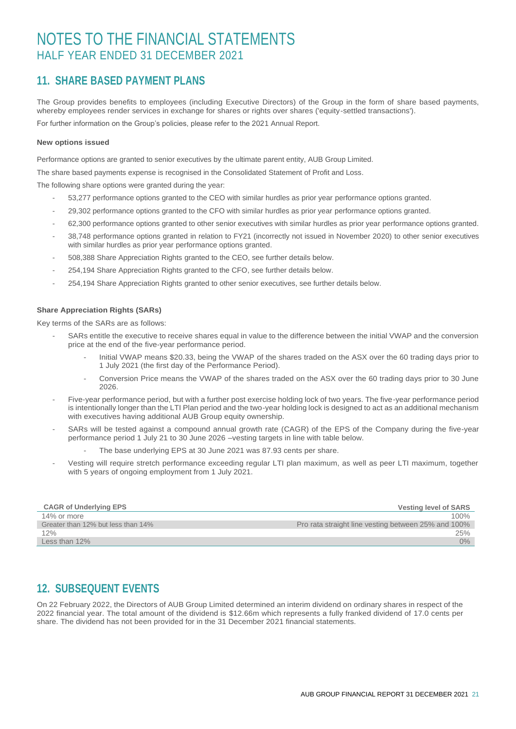# NOTES TO THE FINANCIAL STATEMENTS
## HALF YEAR ENDED 31 DECEMBER 2021

## 11. SHARE BASED PAYMENT PLANS

The Group provides benefits to employees (including Executive Directors) of the Group in the form of share based payments, whereby employees render services in exchange for shares or rights over shares ('equity-settled transactions').

For further information on the Group's policies, please refer to the 2021 Annual Report.

**New options issued**

Performance options are granted to senior executives by the ultimate parent entity, AUB Group Limited.

The share based payments expense is recognised in the Consolidated Statement of Profit and Loss.

The following share options were granted during the year:

- 53,277 performance options granted to the CEO with similar hurdles as prior year performance options granted.
- 29,302 performance options granted to the CFO with similar hurdles as prior year performance options granted.
- 62,300 performance options granted to other senior executives with similar hurdles as prior year performance options granted.
- 38,748 performance options granted in relation to FY21 (incorrectly not issued in November 2020) to other senior executives with similar hurdles as prior year performance options granted.
- 508,388 Share Appreciation Rights granted to the CEO, see further details below.
- 254,194 Share Appreciation Rights granted to the CFO, see further details below.
- 254,194 Share Appreciation Rights granted to other senior executives, see further details below.

**Share Appreciation Rights (SARs)**

Key terms of the SARs are as follows:

- SARs entitle the executive to receive shares equal in value to the difference between the initial VWAP and the conversion price at the end of the five-year performance period.
  - Initial VWAP means $20.33, being the VWAP of the shares traded on the ASX over the 60 trading days prior to 1 July 2021 (the first day of the Performance Period).
  - Conversion Price means the VWAP of the shares traded on the ASX over the 60 trading days prior to 30 June 2026.
- Five-year performance period, but with a further post exercise holding lock of two years. The five-year performance period is intentionally longer than the LTI Plan period and the two-year holding lock is designed to act as an additional mechanism with executives having additional AUB Group equity ownership.
- SARs will be tested against a compound annual growth rate (CAGR) of the EPS of the Company during the five-year performance period 1 July 21 to 30 June 2026 –vesting targets in line with table below.
  - The base underlying EPS at 30 June 2021 was 87.93 cents per share.
- Vesting will require stretch performance exceeding regular LTI plan maximum, as well as peer LTI maximum, together with 5 years of ongoing employment from 1 July 2021.

| CAGR of Underlying EPS | Vesting level of SARS |
|---|---|
| 14% or more | 100% |
| Greater than 12% but less than 14% | Pro rata straight line vesting between 25% and 100% |
| 12% | 25% |
| Less than 12% | 0% |

## 12. SUBSEQUENT EVENTS

On 22 February 2022, the Directors of AUB Group Limited determined an interim dividend on ordinary shares in respect of the 2022 financial year. The total amount of the dividend is $12.66m which represents a fully franked dividend of 17.0 cents per share. The dividend has not been provided for in the 31 December 2021 financial statements.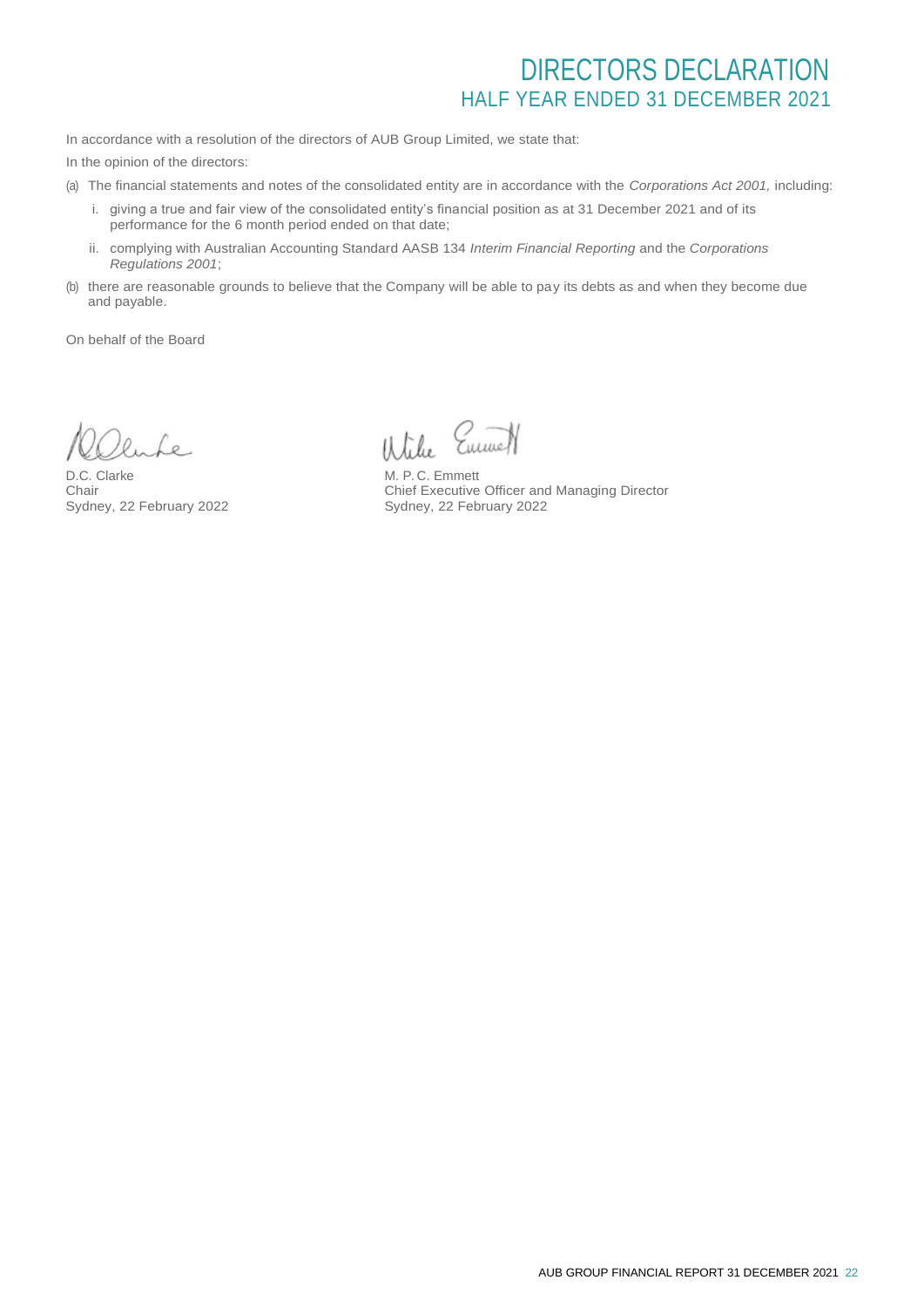# DIRECTORS DECLARATION
## HALF YEAR ENDED 31 DECEMBER 2021

In accordance with a resolution of the directors of AUB Group Limited, we state that:

In the opinion of the directors:

(a) The financial statements and notes of the consolidated entity are in accordance with the *Corporations Act 2001,* including:

   i. giving a true and fair view of the consolidated entity's financial position as at 31 December 2021 and of its performance for the 6 month period ended on that date;

   ii. complying with Australian Accounting Standard AASB 134 *Interim Financial Reporting* and the *Corporations Regulations 2001*;

(b) there are reasonable grounds to believe that the Company will be able to pay its debts as and when they become due and payable.

On behalf of the Board

D.C. Clarke
Chair
Sydney, 22 February 2022

M. P. C. Emmett
Chief Executive Officer and Managing Director
Sydney, 22 February 2022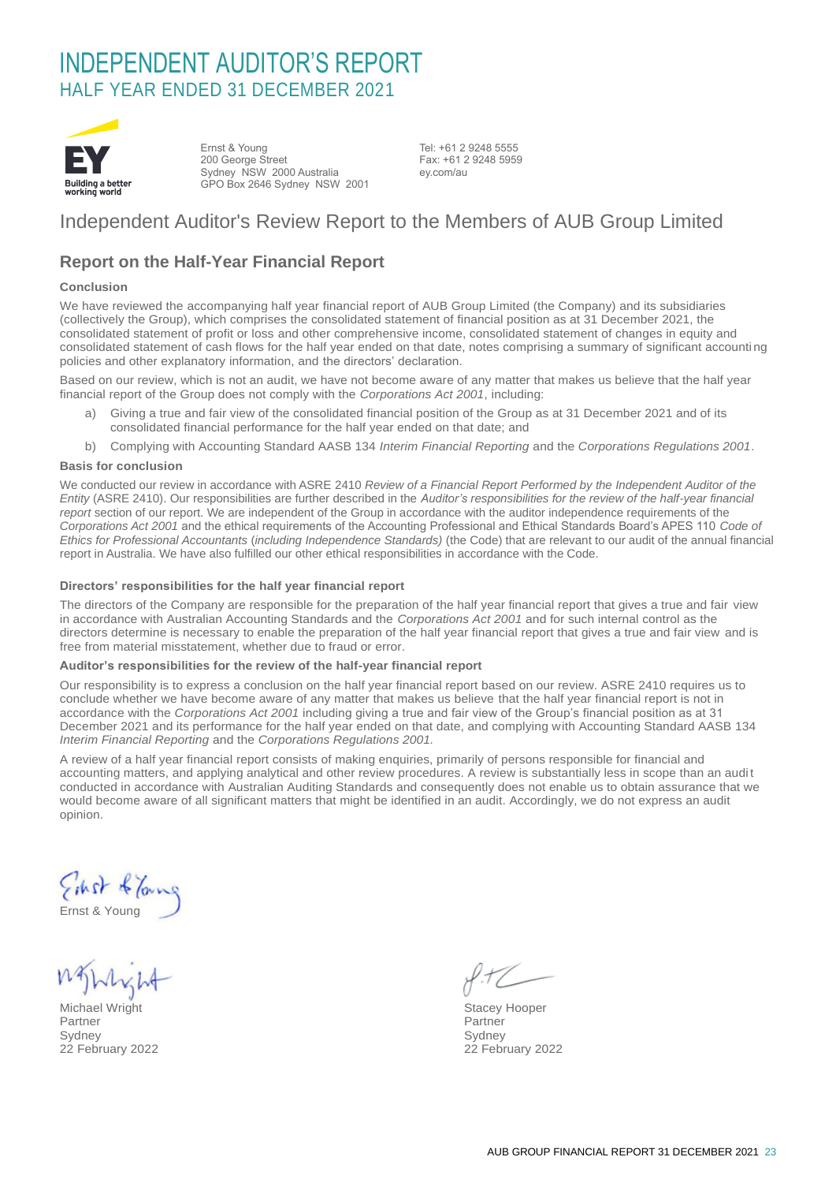# INDEPENDENT AUDITOR'S REPORT

## HALF YEAR ENDED 31 DECEMBER 2021

Ernst & Young
200 George Street
Sydney NSW 2000 Australia
GPO Box 2646 Sydney NSW 2001

Tel: +61 2 9248 5555
Fax: +61 2 9248 5959
ey.com/au

## Independent Auditor's Review Report to the Members of AUB Group Limited

### Report on the Half-Year Financial Report

**Conclusion**

We have reviewed the accompanying half year financial report of AUB Group Limited (the Company) and its subsidiaries (collectively the Group), which comprises the consolidated statement of financial position as at 31 December 2021, the consolidated statement of profit or loss and other comprehensive income, consolidated statement of changes in equity and consolidated statement of cash flows for the half year ended on that date, notes comprising a summary of significant accounting policies and other explanatory information, and the directors' declaration.

Based on our review, which is not an audit, we have not become aware of any matter that makes us believe that the half year financial report of the Group does not comply with the *Corporations Act 2001*, including:

a) Giving a true and fair view of the consolidated financial position of the Group as at 31 December 2021 and of its consolidated financial performance for the half year ended on that date; and

b) Complying with Accounting Standard AASB 134 *Interim Financial Reporting* and the *Corporations Regulations 2001*.

**Basis for conclusion**

We conducted our review in accordance with ASRE 2410 *Review of a Financial Report Performed by the Independent Auditor of the Entity* (ASRE 2410). Our responsibilities are further described in the *Auditor's responsibilities for the review of the half-year financial report* section of our report. We are independent of the Group in accordance with the auditor independence requirements of the *Corporations Act 2001* and the ethical requirements of the Accounting Professional and Ethical Standards Board's APES 110 *Code of Ethics for Professional Accountants* (*including Independence Standards)* (the Code) that are relevant to our audit of the annual financial report in Australia. We have also fulfilled our other ethical responsibilities in accordance with the Code.

**Directors' responsibilities for the half year financial report**

The directors of the Company are responsible for the preparation of the half year financial report that gives a true and fair view in accordance with Australian Accounting Standards and the *Corporations Act 2001* and for such internal control as the directors determine is necessary to enable the preparation of the half year financial report that gives a true and fair view and is free from material misstatement, whether due to fraud or error.

**Auditor's responsibilities for the review of the half-year financial report**

Our responsibility is to express a conclusion on the half year financial report based on our review. ASRE 2410 requires us to conclude whether we have become aware of any matter that makes us believe that the half year financial report is not in accordance with the *Corporations Act 2001* including giving a true and fair view of the Group's financial position as at 31 December 2021 and its performance for the half year ended on that date, and complying with Accounting Standard AASB 134 *Interim Financial Reporting* and the *Corporations Regulations 2001.*

A review of a half year financial report consists of making enquiries, primarily of persons responsible for financial and accounting matters, and applying analytical and other review procedures. A review is substantially less in scope than an audit conducted in accordance with Australian Auditing Standards and consequently does not enable us to obtain assurance that we would become aware of all significant matters that might be identified in an audit. Accordingly, we do not express an audit opinion.

Ernst & Young

Michael Wright
Partner
Sydney
22 February 2022

Stacey Hooper
Partner
Sydney
22 February 2022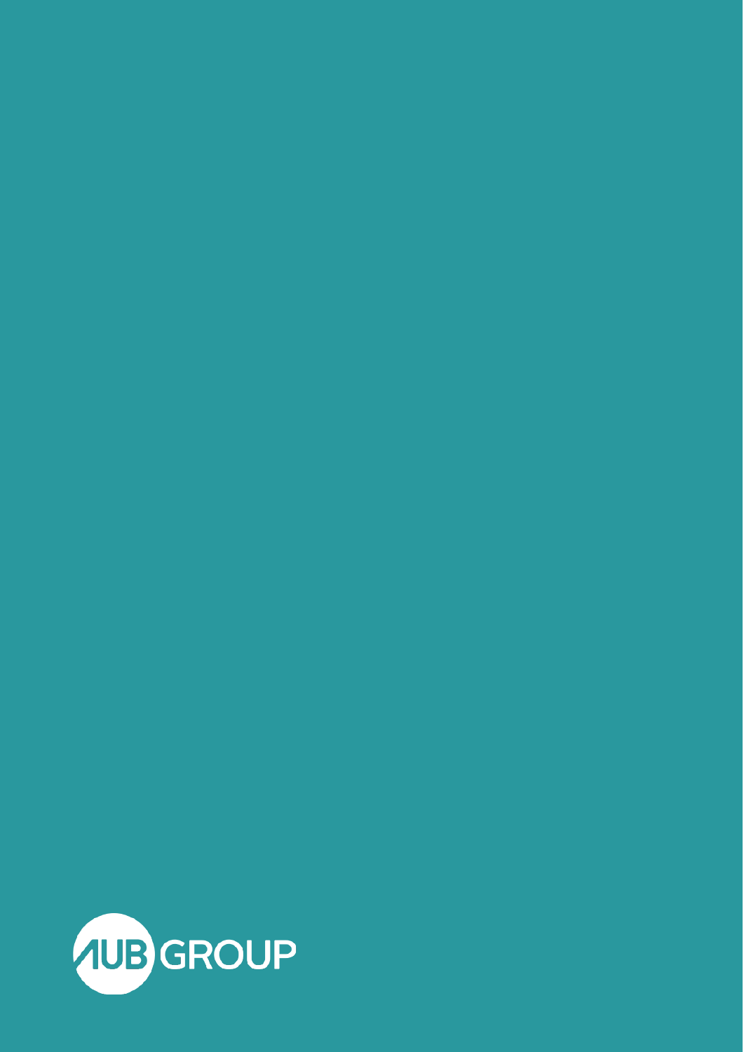AUB GROUP